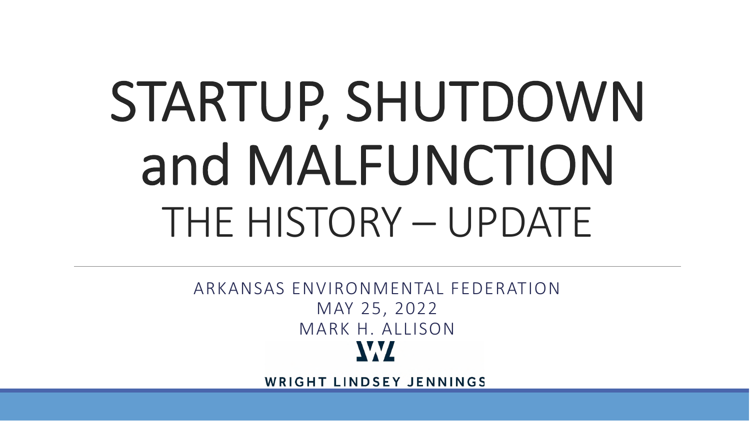# STARTUP, SHUTDOWN and MALFUNCTION

## THE HISTORY – UPDATE

ARKANSAS ENVIRONMENTAL FEDERATION

MAY 25, 2022

MARK H. ALLISON

WRIGHT LINDSEY JENNINGS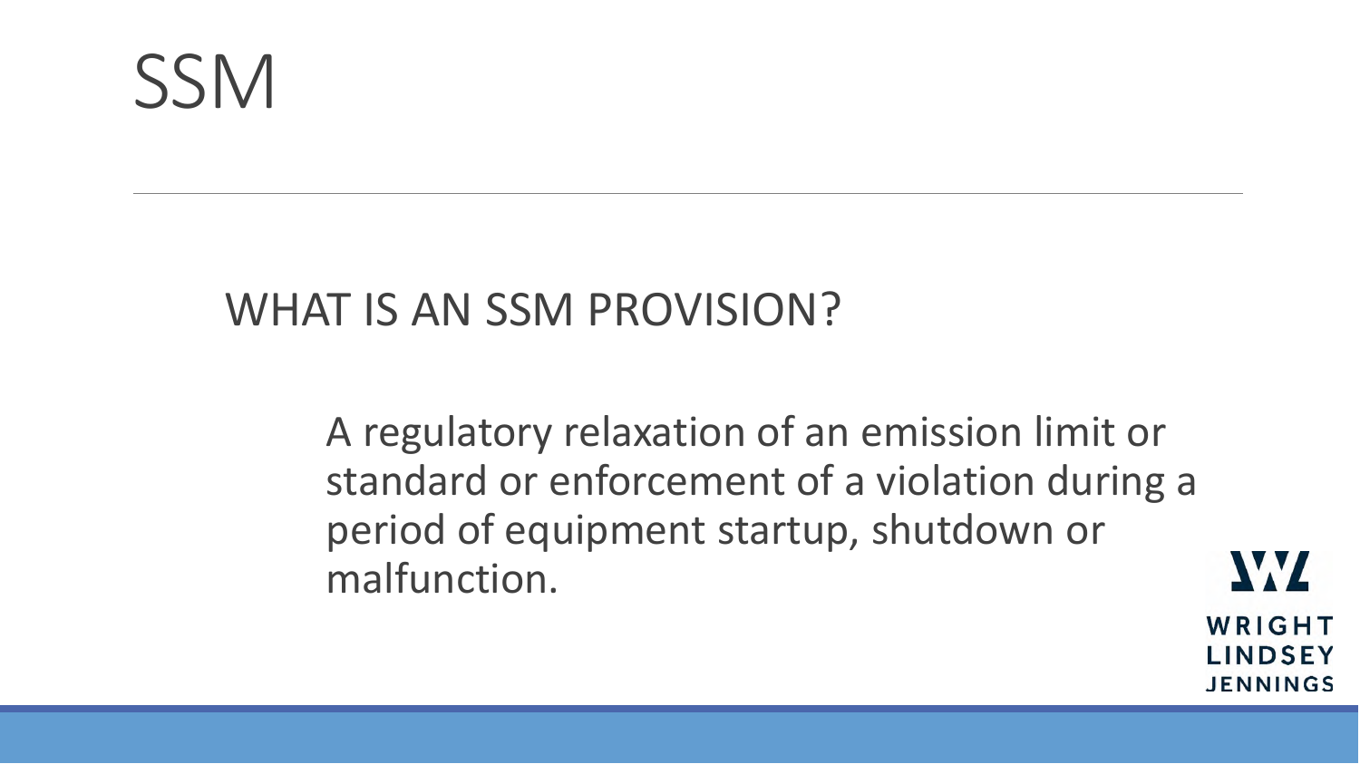# SSM

## WHAT IS AN SSM PROVISION?

A regulatory relaxation of an emission limit or standard or enforcement of a violation during a period of equipment startup, shutdown or malfunction.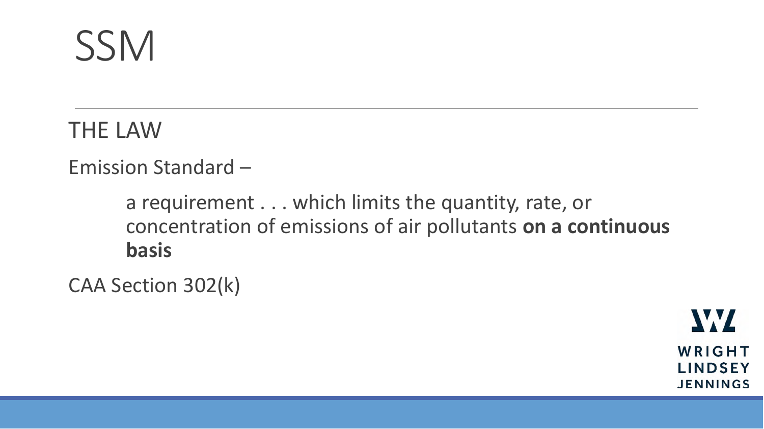# SSM

THE LAW

Emission Standard –

> a requirement . . . which limits the quantity, rate, or concentration of emissions of air pollutants **on a continuous basis**

CAA Section 302(k)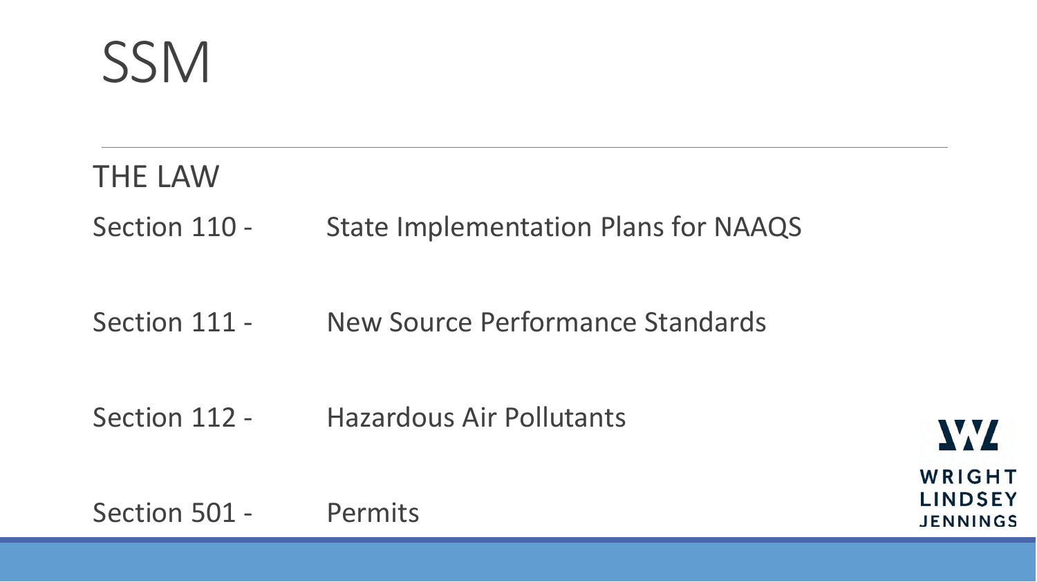# SSM

## THE LAW

Section 110 - State Implementation Plans for NAAQS

Section 111 - New Source Performance Standards

Section 112 - Hazardous Air Pollutants

Section 501 - Permits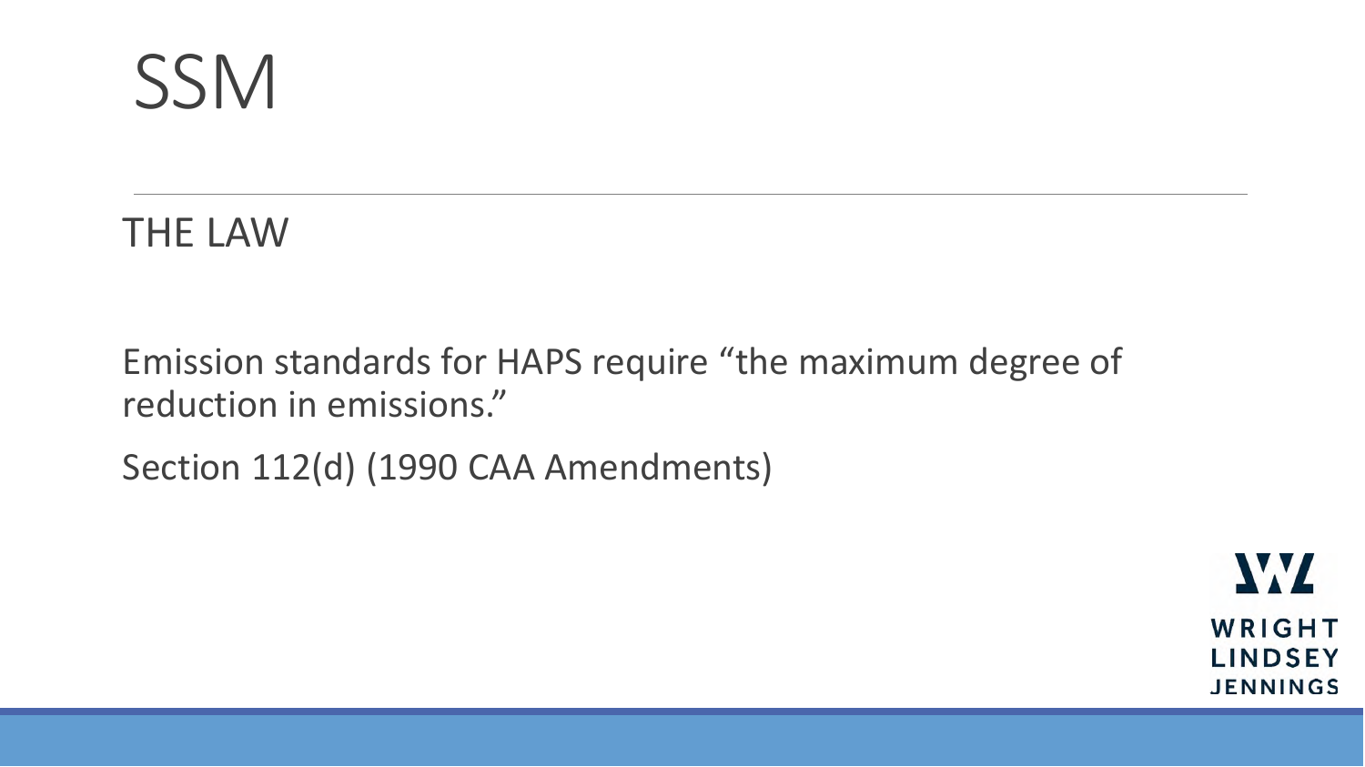# SSM

## THE LAW

Emission standards for HAPS require “the maximum degree of reduction in emissions.”

Section 112(d) (1990 CAA Amendments)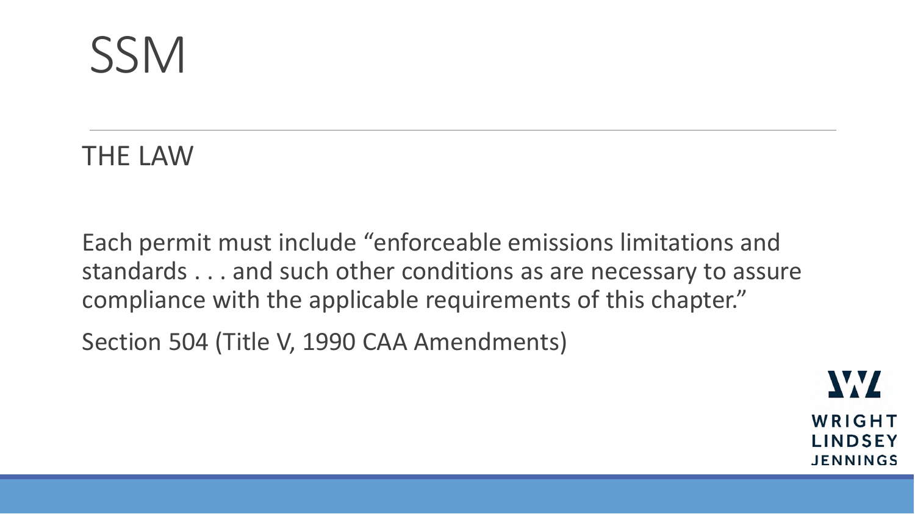# SSM

## THE LAW

Each permit must include "enforceable emissions limitations and standards . . . and such other conditions as are necessary to assure compliance with the applicable requirements of this chapter."

Section 504 (Title V, 1990 CAA Amendments)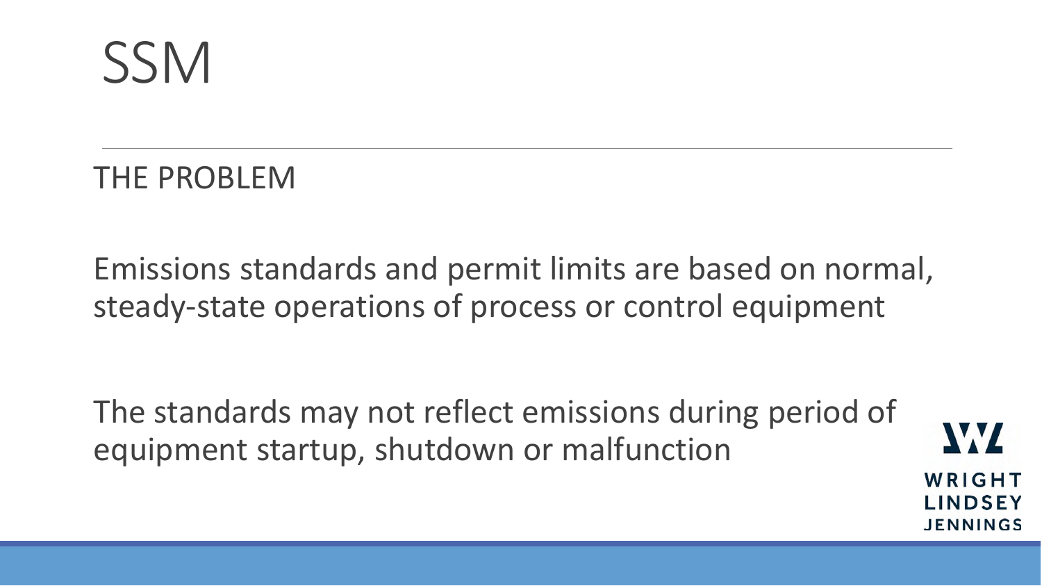# SSM

## THE PROBLEM

Emissions standards and permit limits are based on normal, steady-state operations of process or control equipment

The standards may not reflect emissions during period of equipment startup, shutdown or malfunction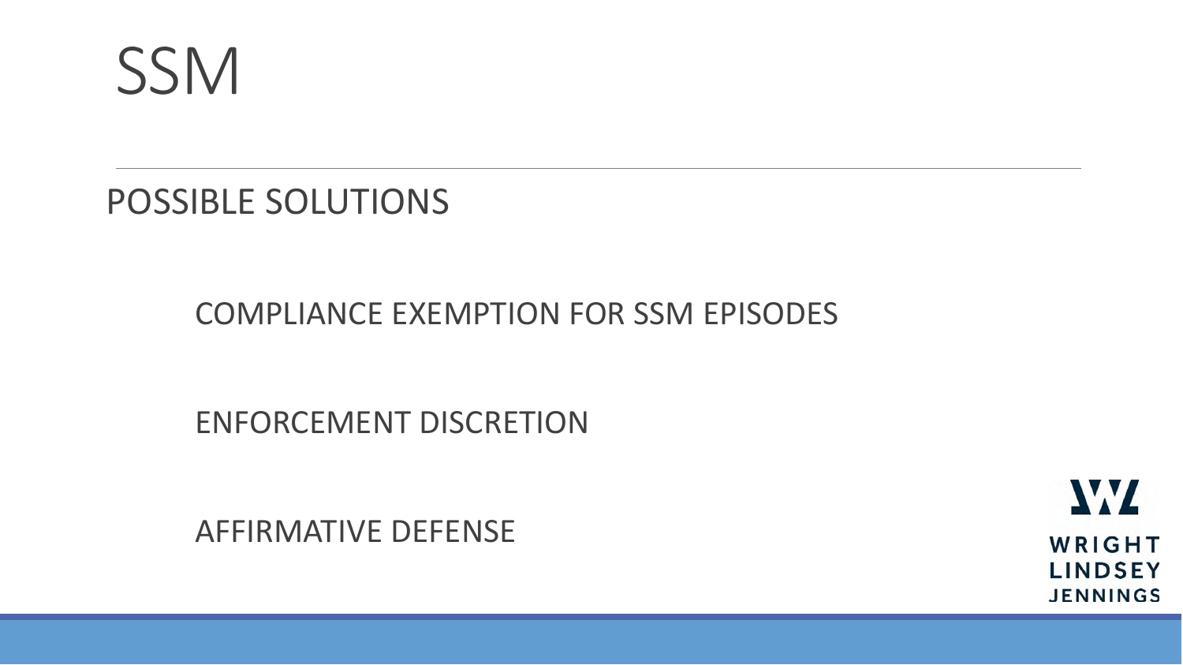# SSM

## POSSIBLE SOLUTIONS

- COMPLIANCE EXEMPTION FOR SSM EPISODES
- ENFORCEMENT DISCRETION
- AFFIRMATIVE DEFENSE

WRIGHT LINDSEY JENNINGS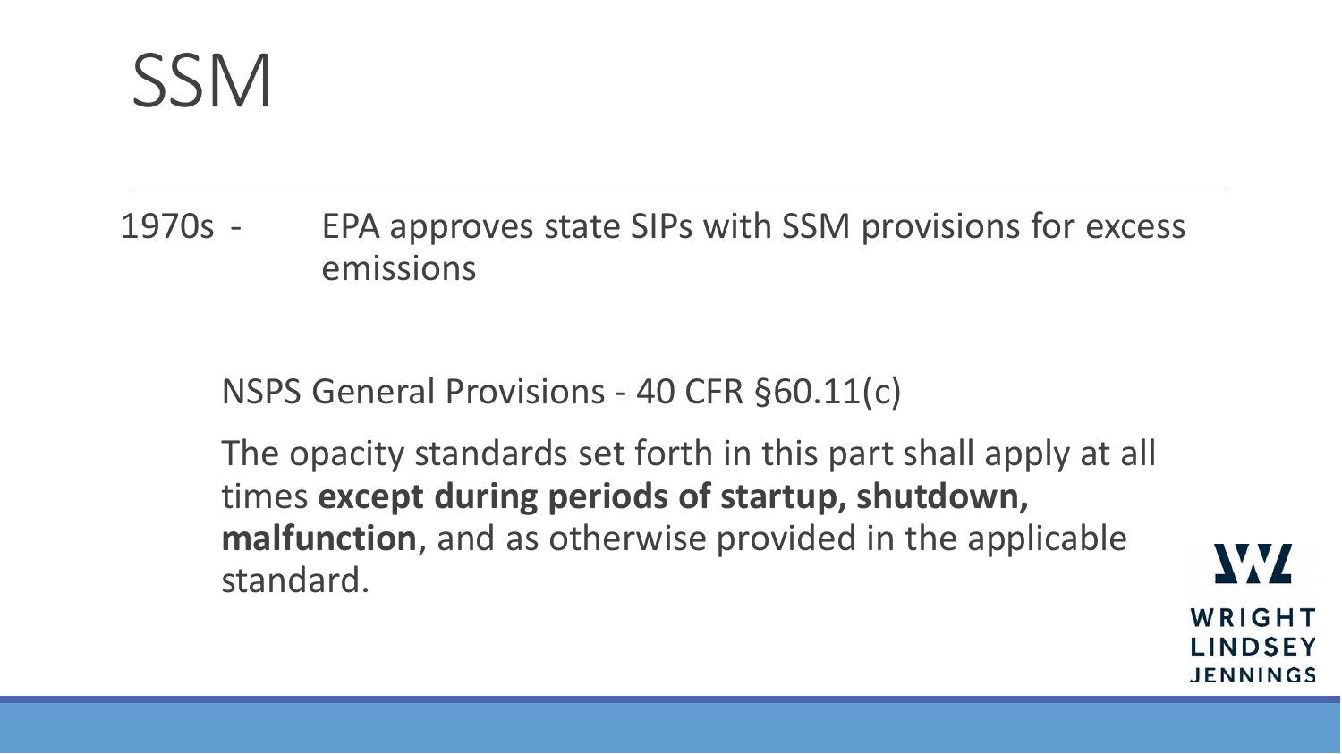# SSM

1970s - EPA approves state SIPs with SSM provisions for excess emissions

NSPS General Provisions - 40 CFR §60.11(c)

The opacity standards set forth in this part shall apply at all times **except during periods of startup, shutdown, malfunction**, and as otherwise provided in the applicable standard.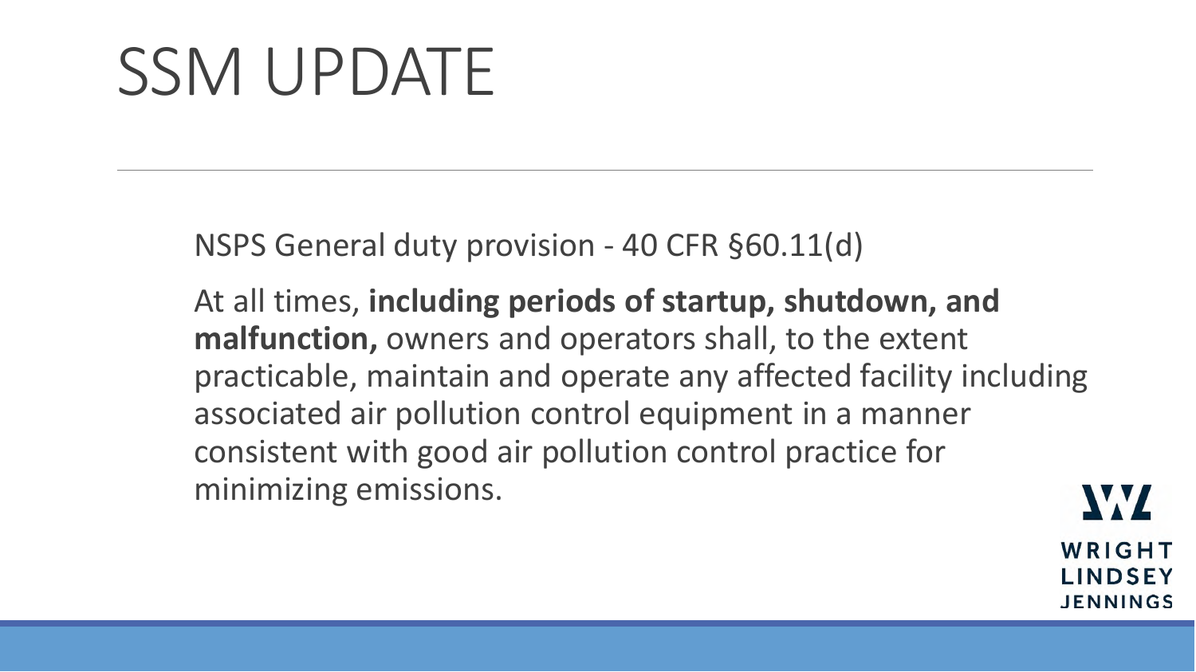# SSM UPDATE

NSPS General duty provision - 40 CFR §60.11(d)

At all times, **including periods of startup, shutdown, and malfunction,** owners and operators shall, to the extent practicable, maintain and operate any affected facility including associated air pollution control equipment in a manner consistent with good air pollution control practice for minimizing emissions.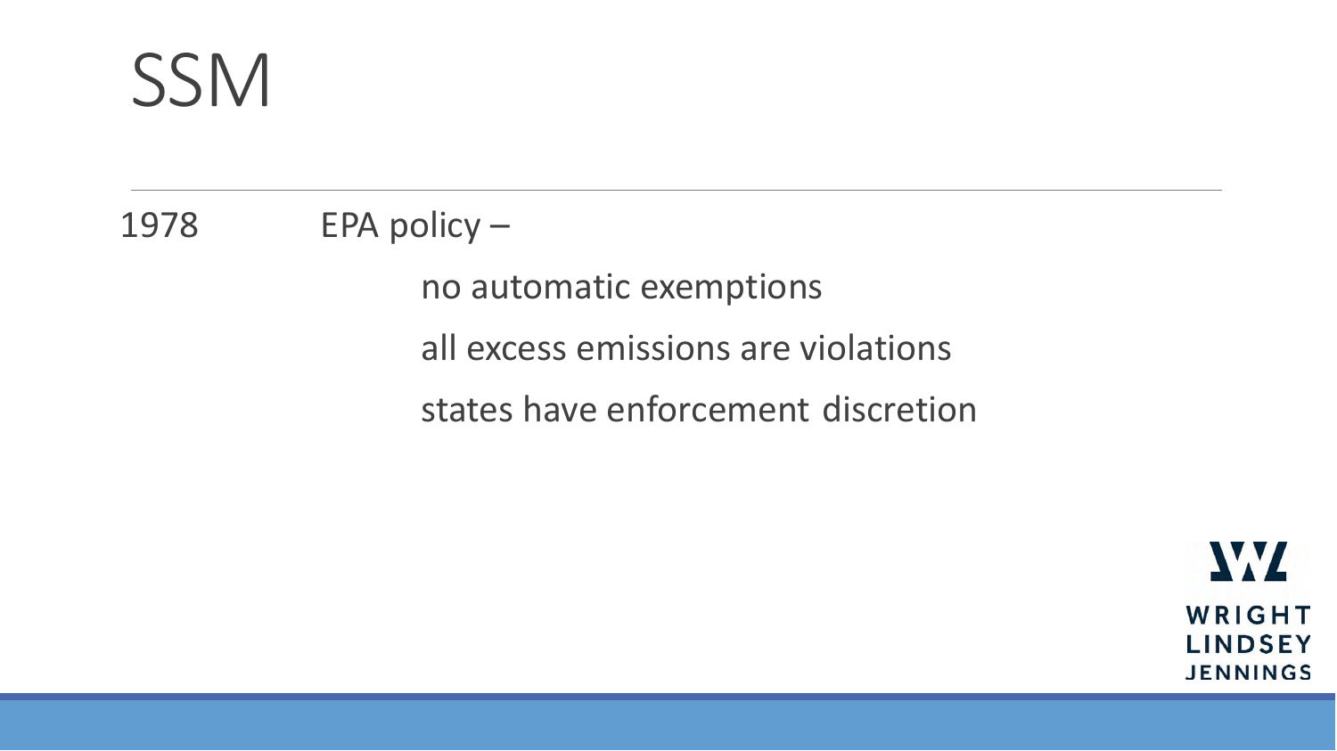# SSM

1978 EPA policy –

- no automatic exemptions
- all excess emissions are violations
- states have enforcement discretion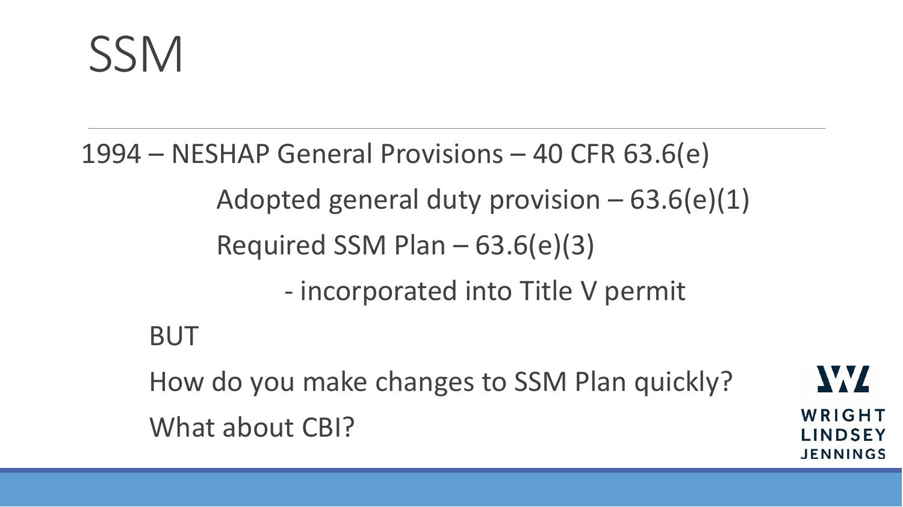# SSM

1994 – NESHAP General Provisions – 40 CFR 63.6(e)

- Adopted general duty provision – 63.6(e)(1)
- Required SSM Plan – 63.6(e)(3)
  - incorporated into Title V permit

BUT

How do you make changes to SSM Plan quickly?

What about CBI?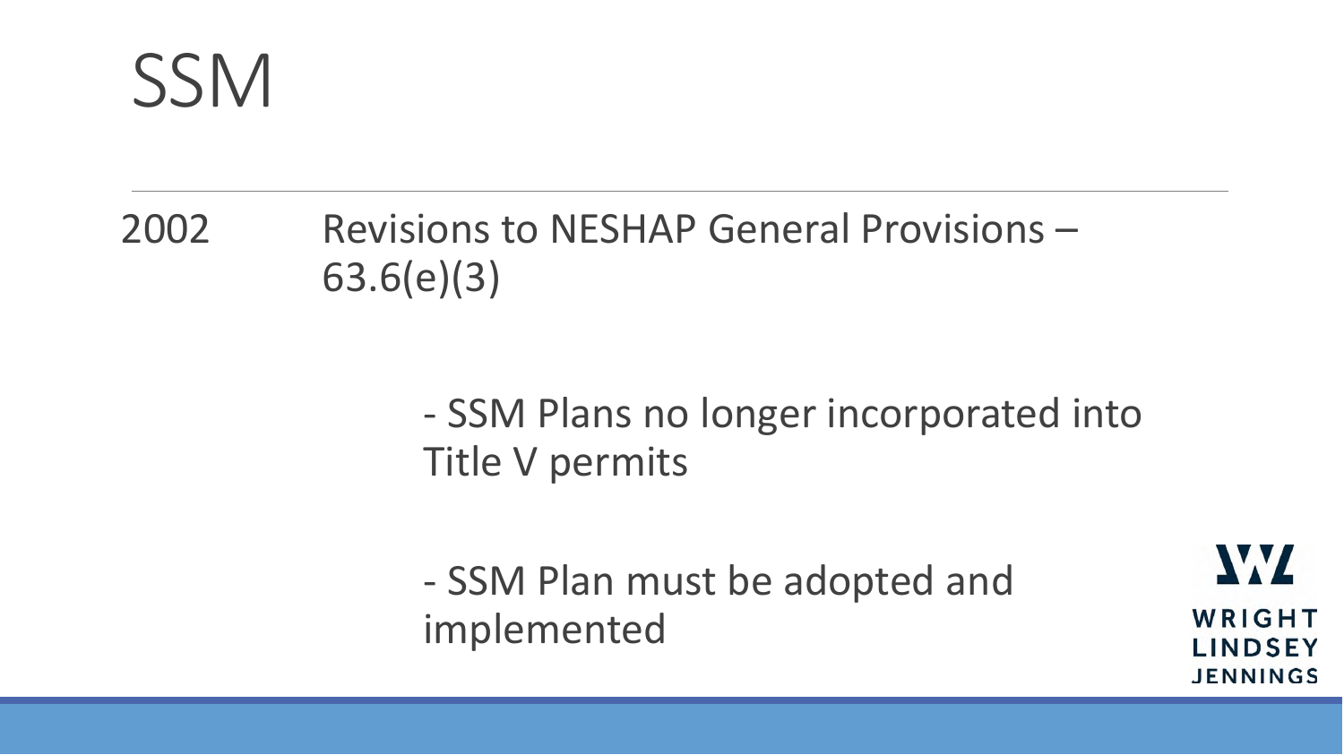# SSM

2002 Revisions to NESHAP General Provisions – 63.6(e)(3)

- SSM Plans no longer incorporated into Title V permits

- SSM Plan must be adopted and implemented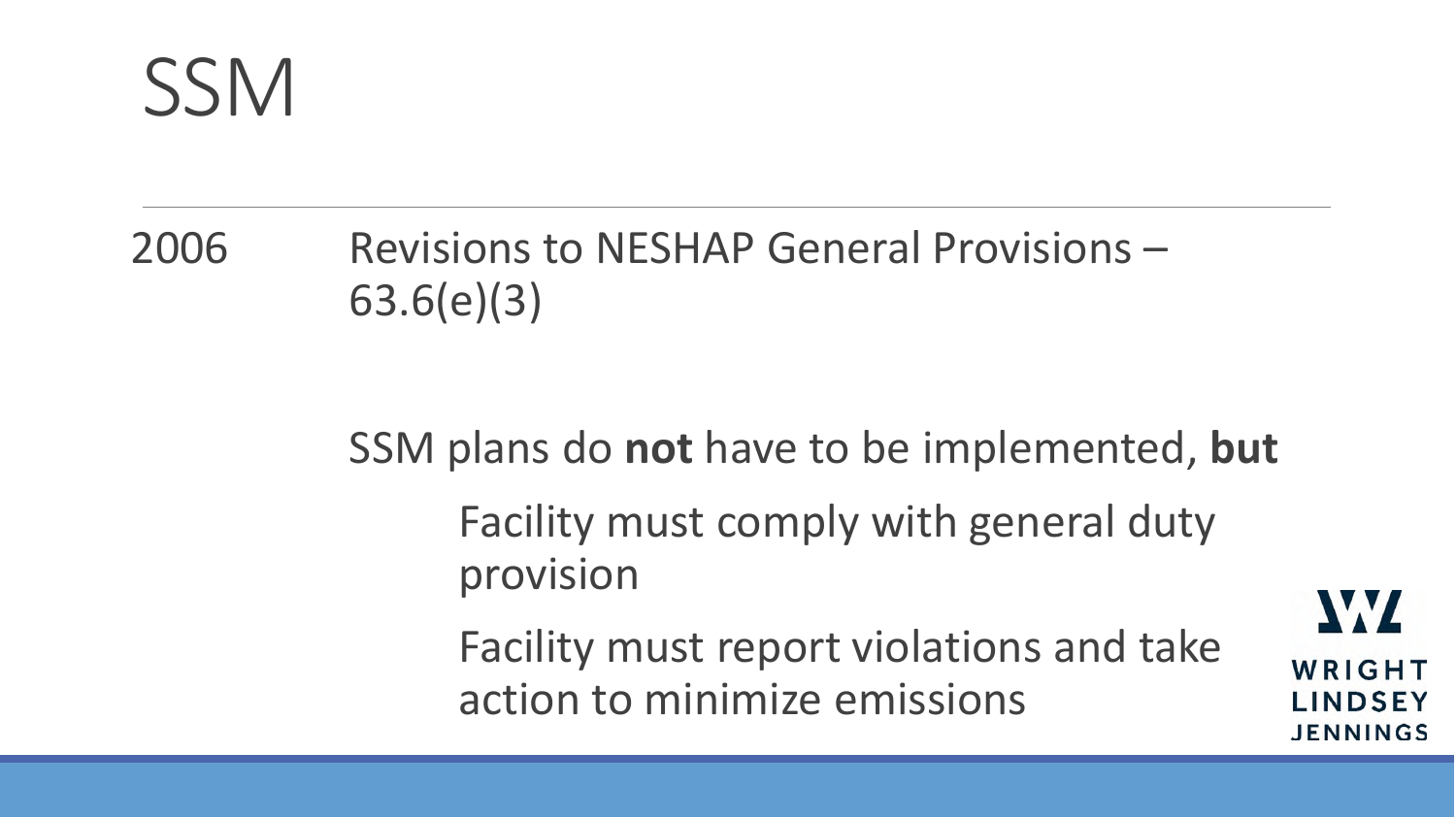# SSM

2006 Revisions to NESHAP General Provisions – 63.6(e)(3)

SSM plans do **not** have to be implemented, **but**

- Facility must comply with general duty provision
- Facility must report violations and take action to minimize emissions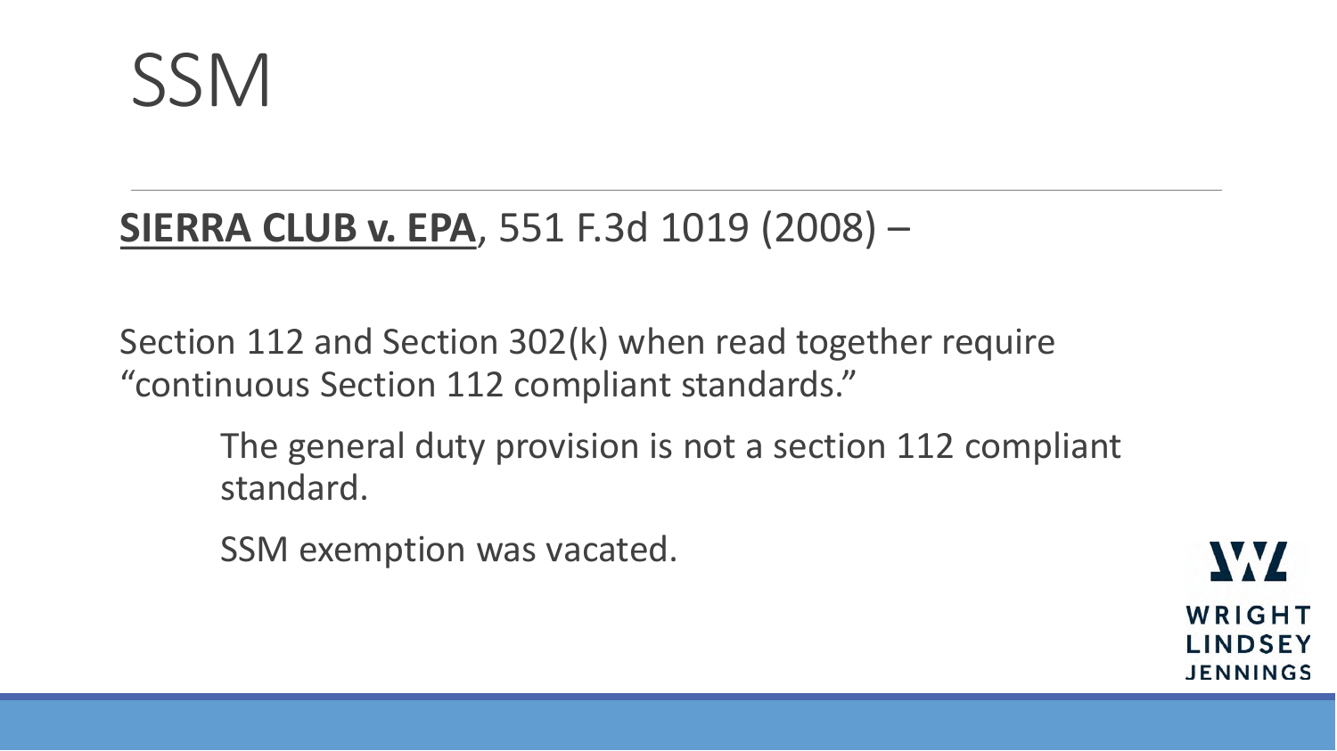# SSM

**SIERRA CLUB v. EPA**, 551 F.3d 1019 (2008) –

Section 112 and Section 302(k) when read together require "continuous Section 112 compliant standards."

The general duty provision is not a section 112 compliant standard.

SSM exemption was vacated.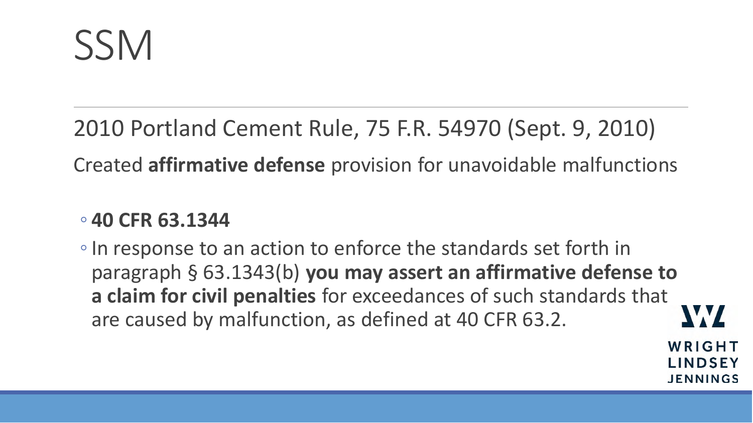# SSM

2010 Portland Cement Rule, 75 F.R. 54970 (Sept. 9, 2010)

Created **affirmative defense** provision for unavoidable malfunctions

- **40 CFR 63.1344**
- In response to an action to enforce the standards set forth in paragraph § 63.1343(b) **you may assert an affirmative defense to a claim for civil penalties** for exceedances of such standards that are caused by malfunction, as defined at 40 CFR 63.2.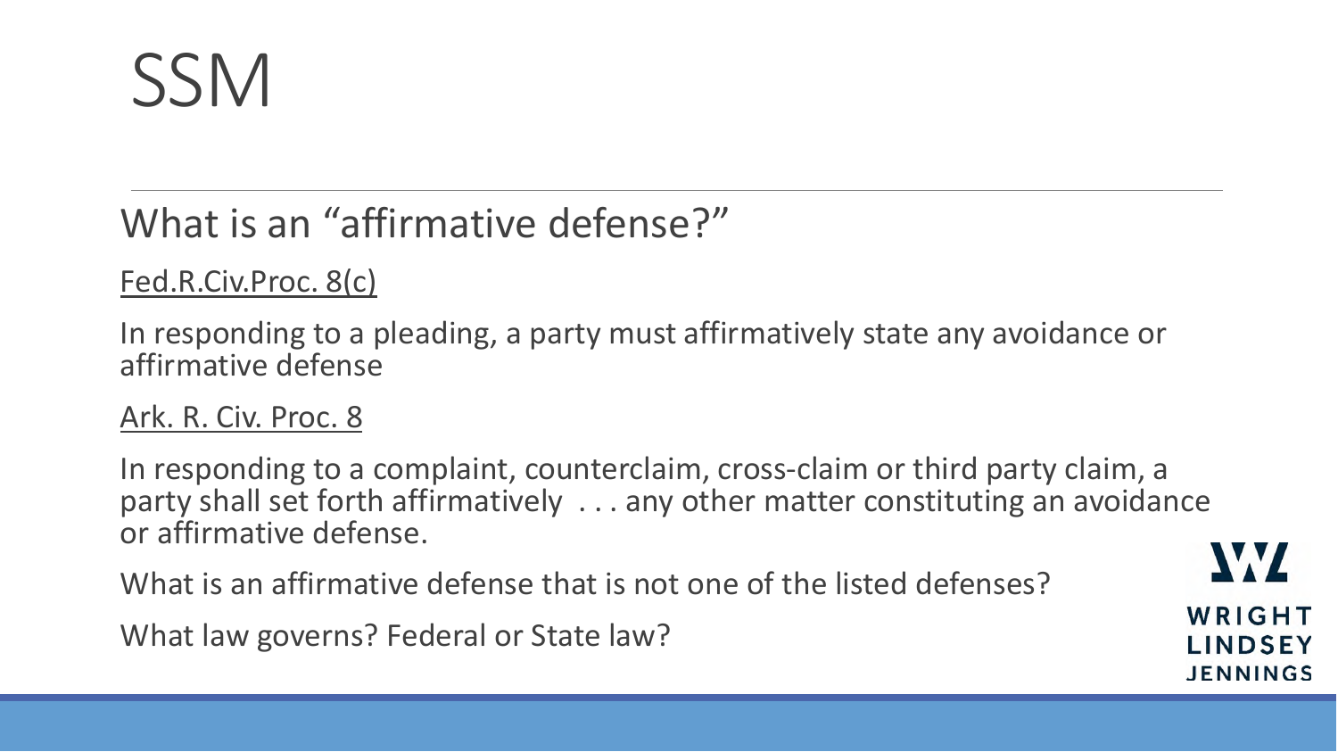# SSM

## What is an "affirmative defense?"

Fed.R.Civ.Proc. 8(c)

In responding to a pleading, a party must affirmatively state any avoidance or affirmative defense

Ark. R. Civ. Proc. 8

In responding to a complaint, counterclaim, cross-claim or third party claim, a party shall set forth affirmatively . . . any other matter constituting an avoidance or affirmative defense.

What is an affirmative defense that is not one of the listed defenses?

What law governs? Federal or State law?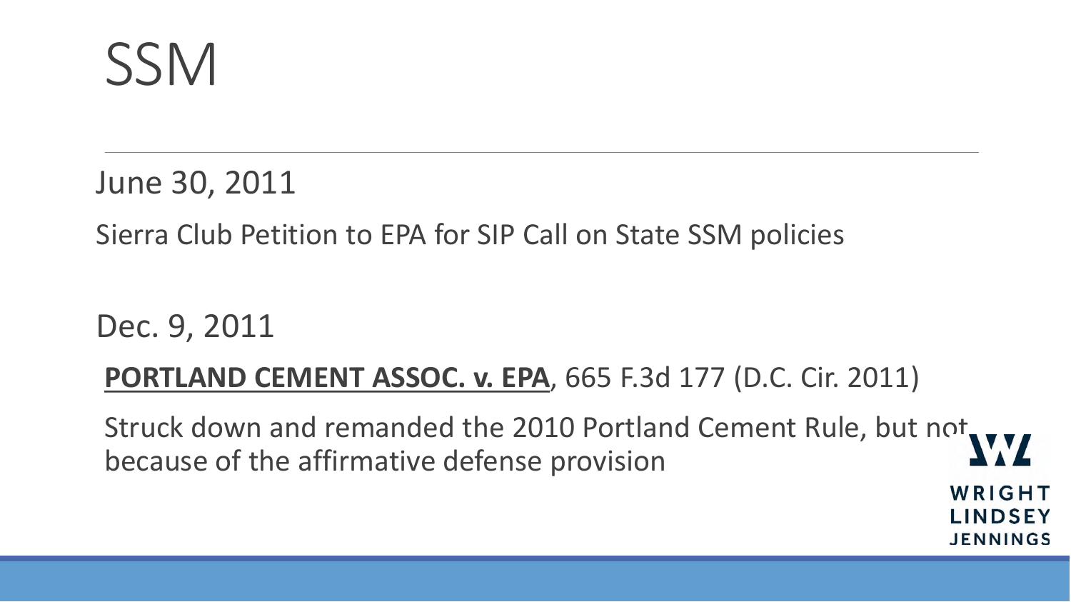# SSM

June 30, 2011

Sierra Club Petition to EPA for SIP Call on State SSM policies

Dec. 9, 2011

**<u>PORTLAND CEMENT ASSOC. v. EPA</u>**, 665 F.3d 177 (D.C. Cir. 2011)

Struck down and remanded the 2010 Portland Cement Rule, but not because of the affirmative defense provision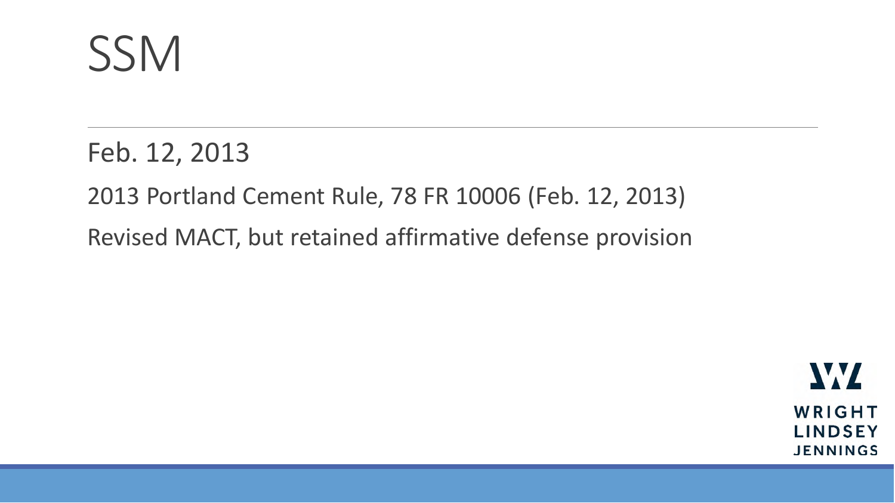# SSM

Feb. 12, 2013

2013 Portland Cement Rule, 78 FR 10006 (Feb. 12, 2013)

Revised MACT, but retained affirmative defense provision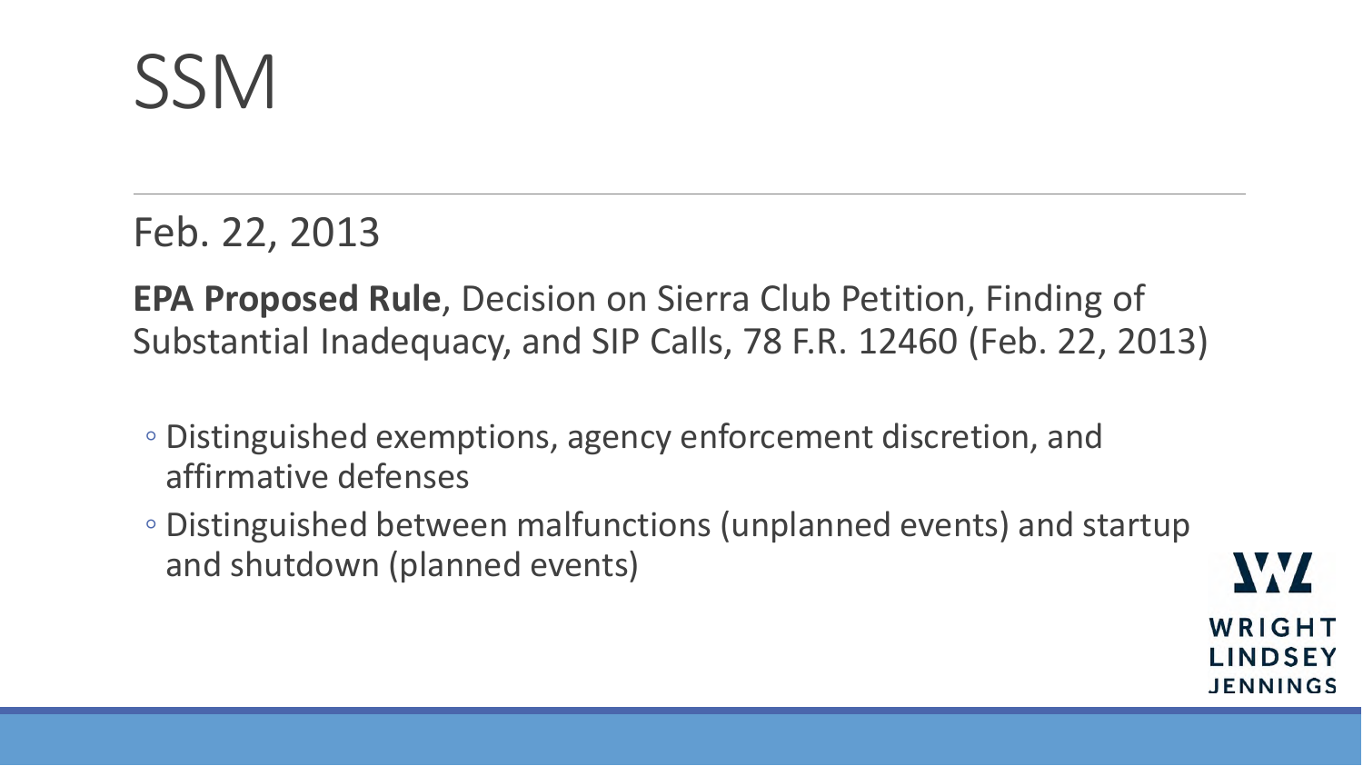# SSM

Feb. 22, 2013

**EPA Proposed Rule**, Decision on Sierra Club Petition, Finding of Substantial Inadequacy, and SIP Calls, 78 F.R. 12460 (Feb. 22, 2013)

- Distinguished exemptions, agency enforcement discretion, and affirmative defenses
- Distinguished between malfunctions (unplanned events) and startup and shutdown (planned events)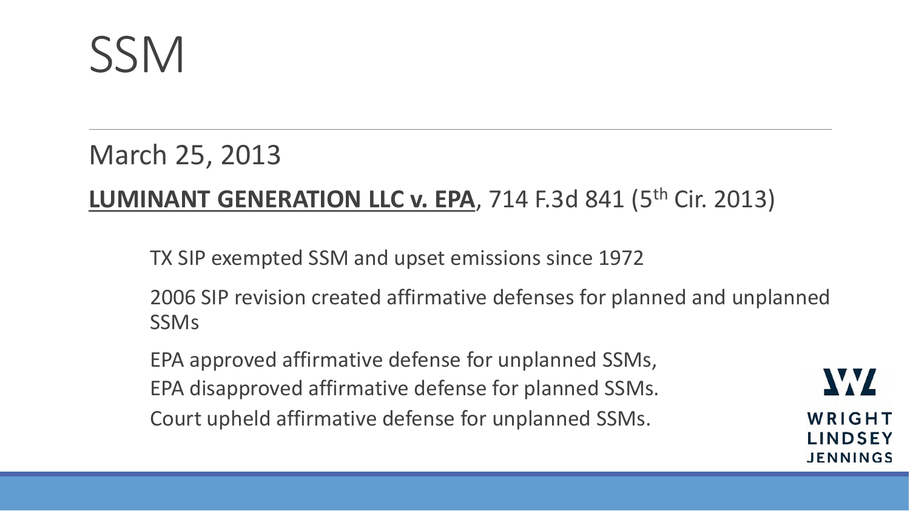# SSM

March 25, 2013

**LUMINANT GENERATION LLC v. EPA**, 714 F.3d 841 (5th Cir. 2013)

TX SIP exempted SSM and upset emissions since 1972

2006 SIP revision created affirmative defenses for planned and unplanned SSMs

EPA approved affirmative defense for unplanned SSMs,
EPA disapproved affirmative defense for planned SSMs.
Court upheld affirmative defense for unplanned SSMs.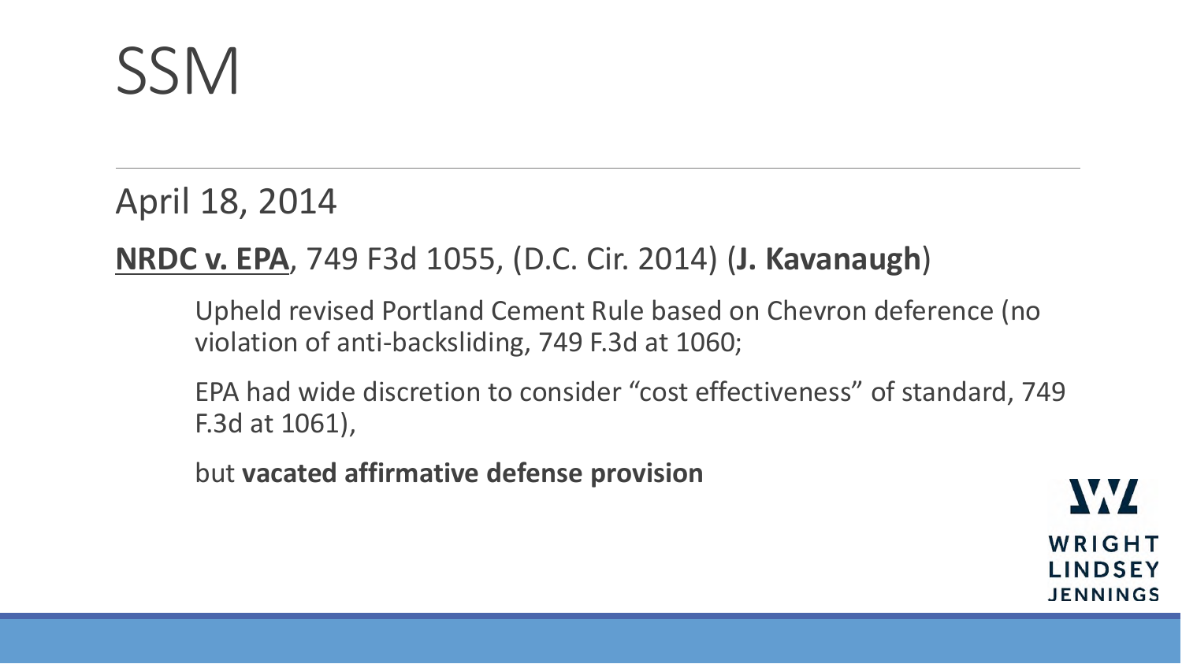# SSM

April 18, 2014

**<u>NRDC v. EPA</u>**, 749 F3d 1055, (D.C. Cir. 2014) (**J. Kavanaugh**)

Upheld revised Portland Cement Rule based on Chevron deference (no violation of anti-backsliding, 749 F.3d at 1060;

EPA had wide discretion to consider "cost effectiveness" of standard, 749 F.3d at 1061),

but **vacated affirmative defense provision**

WRIGHT LINDSEY JENNINGS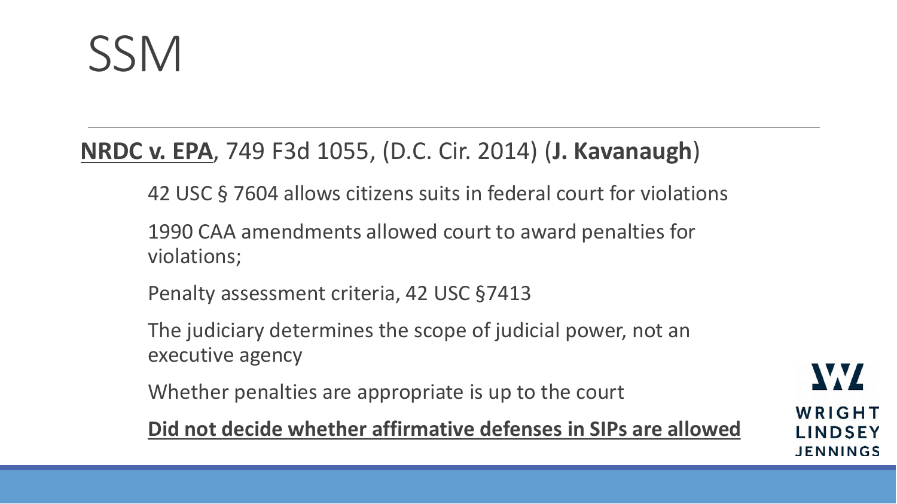# SSM

**<u>NRDC v. EPA</u>**, 749 F3d 1055, (D.C. Cir. 2014) (**J. Kavanaugh**)

42 USC § 7604 allows citizens suits in federal court for violations

1990 CAA amendments allowed court to award penalties for violations;

Penalty assessment criteria, 42 USC §7413

The judiciary determines the scope of judicial power, not an executive agency

Whether penalties are appropriate is up to the court

**<u>Did not decide whether affirmative defenses in SIPs are allowed</u>**

WRIGHT LINDSEY JENNINGS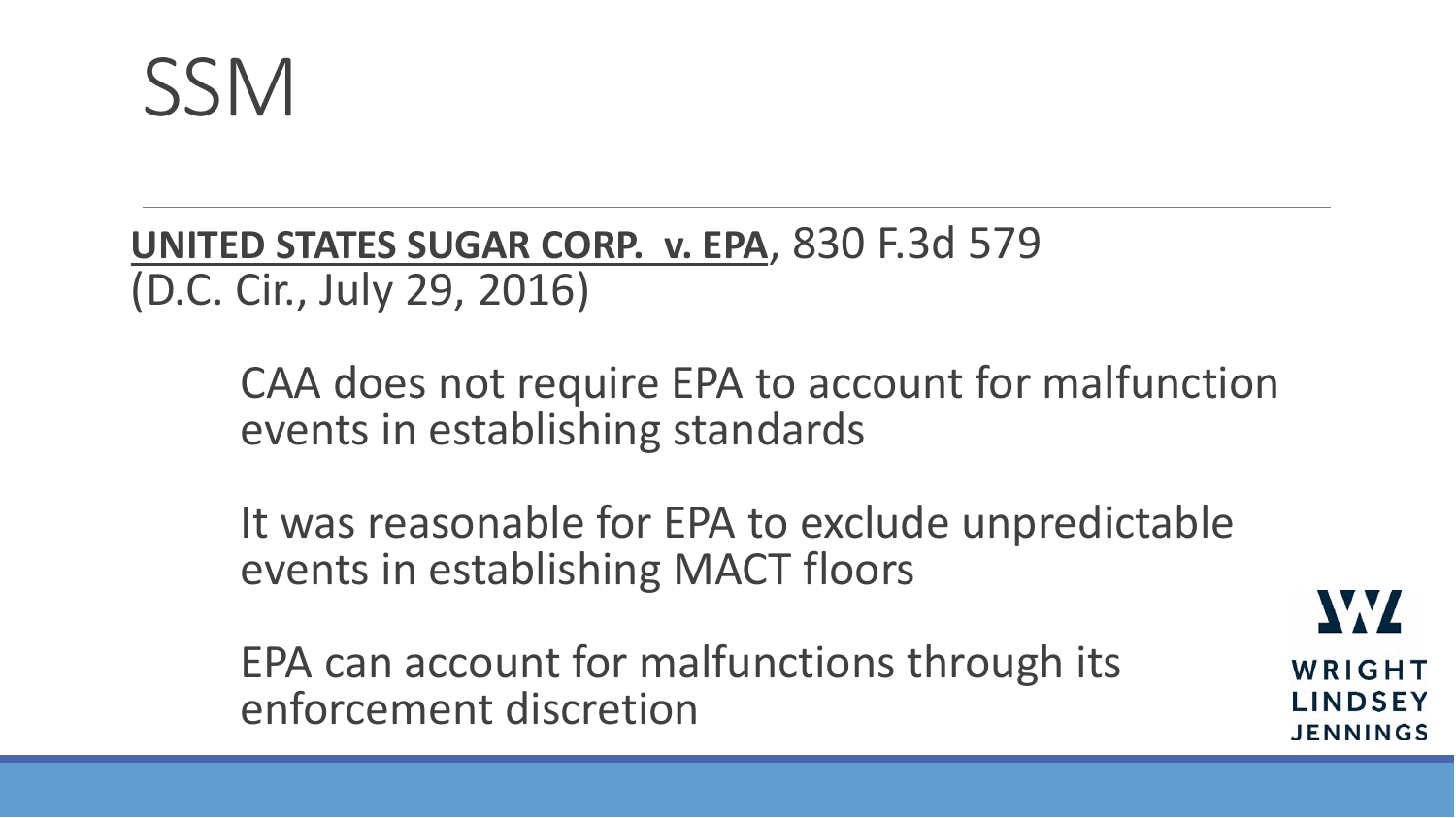# SSM

**UNITED STATES SUGAR CORP. v. EPA**, 830 F.3d 579 (D.C. Cir., July 29, 2016)

CAA does not require EPA to account for malfunction events in establishing standards

It was reasonable for EPA to exclude unpredictable events in establishing MACT floors

EPA can account for malfunctions through its enforcement discretion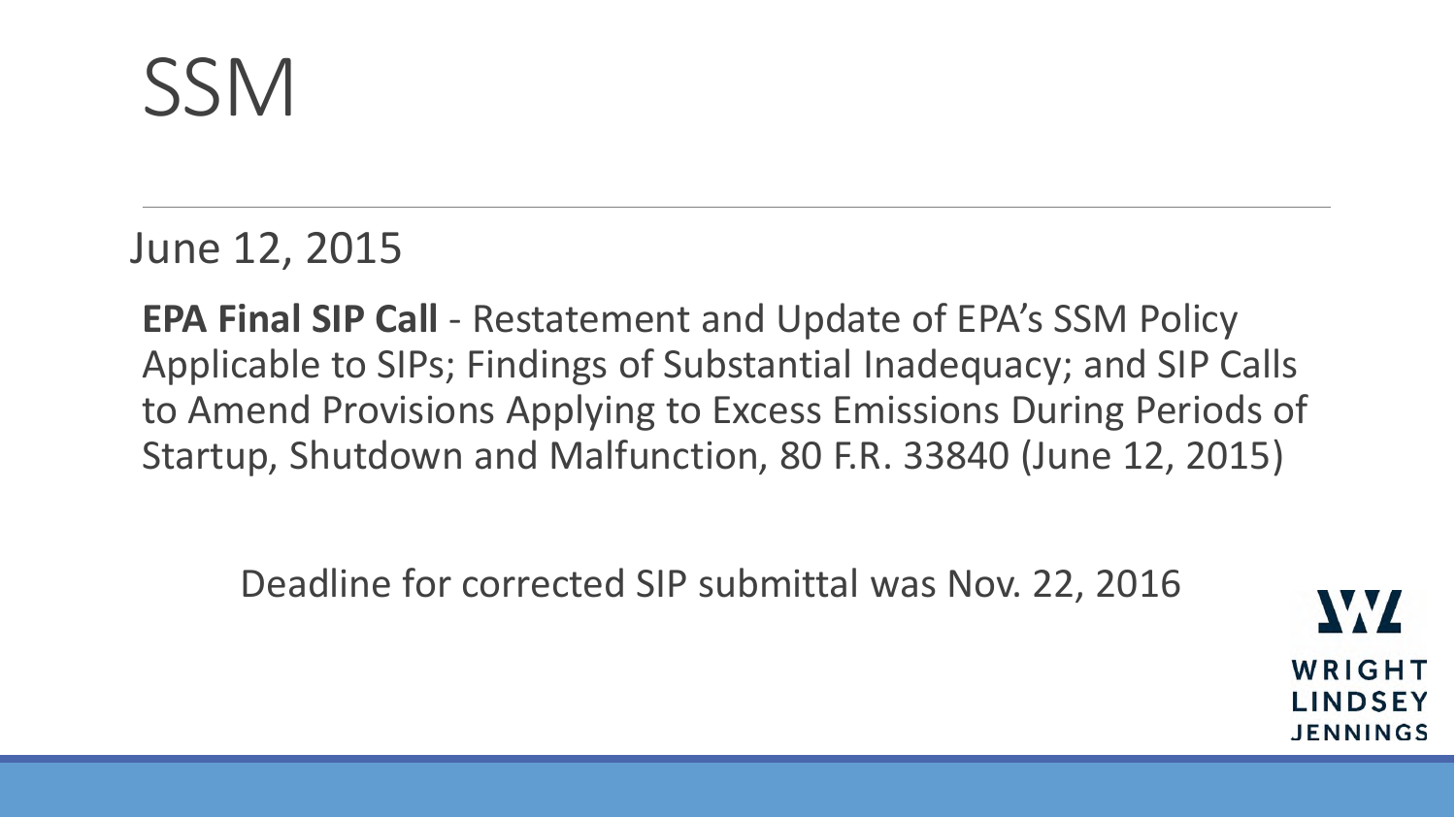# SSM

June 12, 2015

**EPA Final SIP Call** - Restatement and Update of EPA's SSM Policy Applicable to SIPs; Findings of Substantial Inadequacy; and SIP Calls to Amend Provisions Applying to Excess Emissions During Periods of Startup, Shutdown and Malfunction, 80 F.R. 33840 (June 12, 2015)

Deadline for corrected SIP submittal was Nov. 22, 2016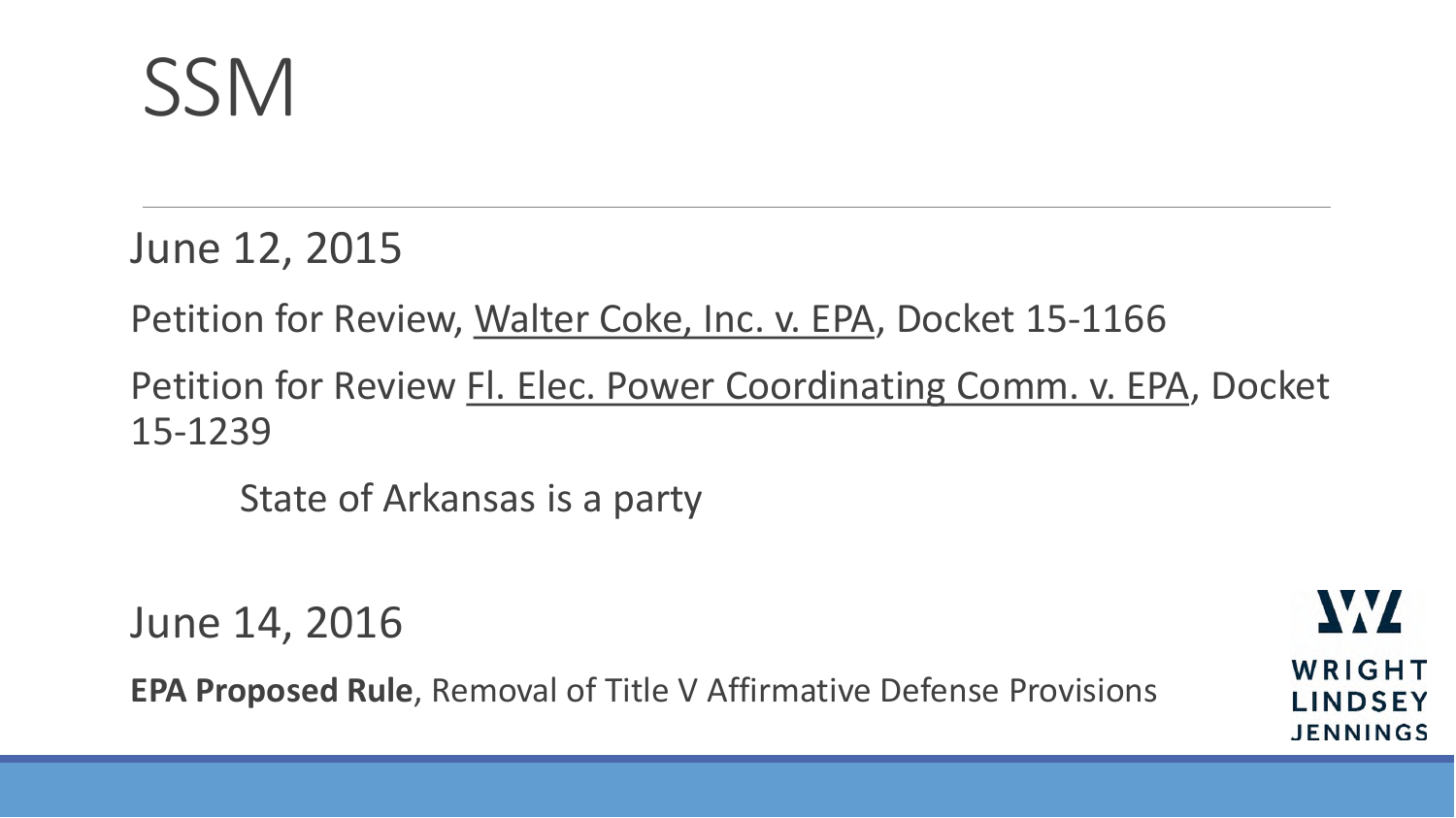# SSM

June 12, 2015

Petition for Review, Walter Coke, Inc. v. EPA, Docket 15-1166

Petition for Review Fl. Elec. Power Coordinating Comm. v. EPA, Docket 15-1239

State of Arkansas is a party

June 14, 2016

**EPA Proposed Rule**, Removal of Title V Affirmative Defense Provisions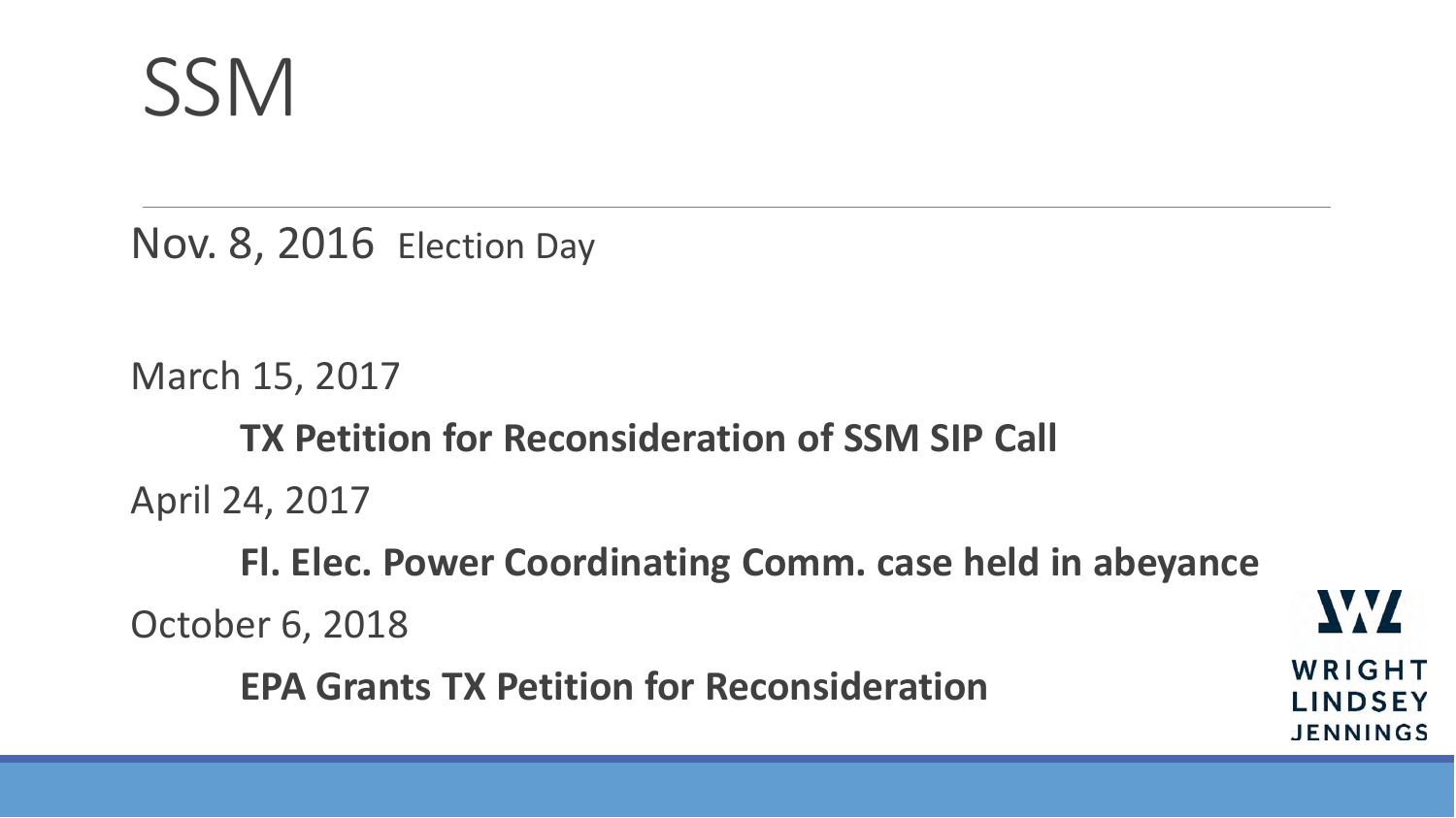# SSM

Nov. 8, 2016 Election Day

March 15, 2017

**TX Petition for Reconsideration of SSM SIP Call**

April 24, 2017

**Fl. Elec. Power Coordinating Comm. case held in abeyance**

October 6, 2018

**EPA Grants TX Petition for Reconsideration**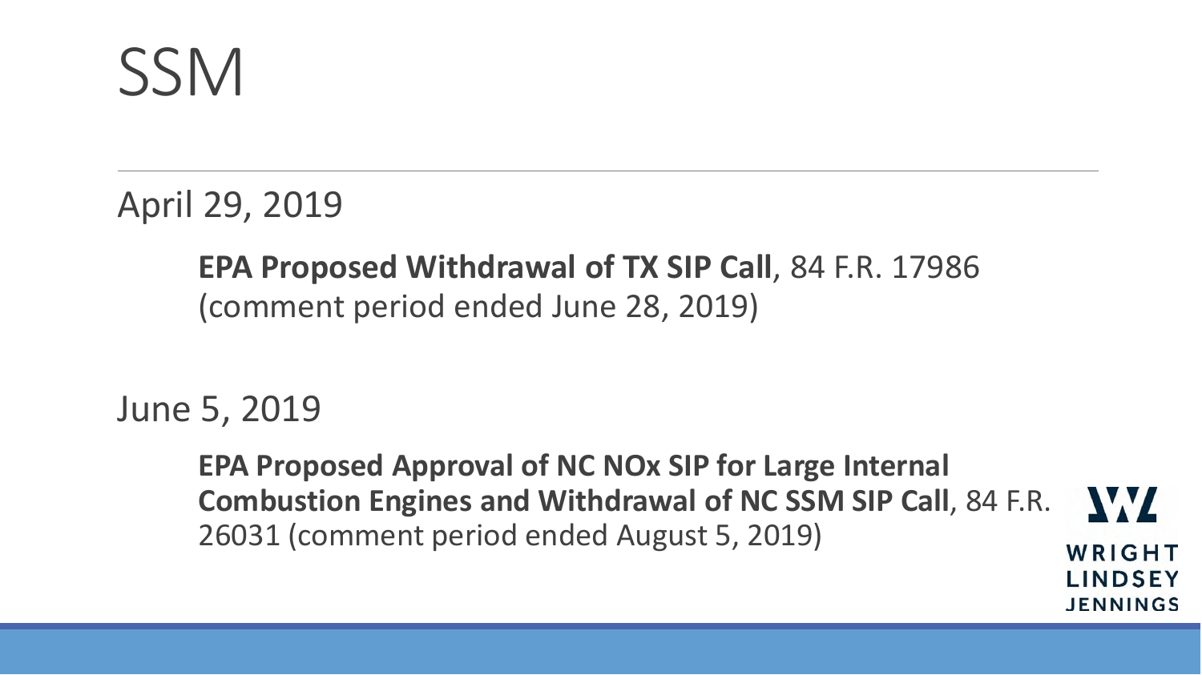# SSM

April 29, 2019

**EPA Proposed Withdrawal of TX SIP Call**, 84 F.R. 17986 (comment period ended June 28, 2019)

June 5, 2019

**EPA Proposed Approval of NC NOx SIP for Large Internal Combustion Engines and Withdrawal of NC SSM SIP Call**, 84 F.R. 26031 (comment period ended August 5, 2019)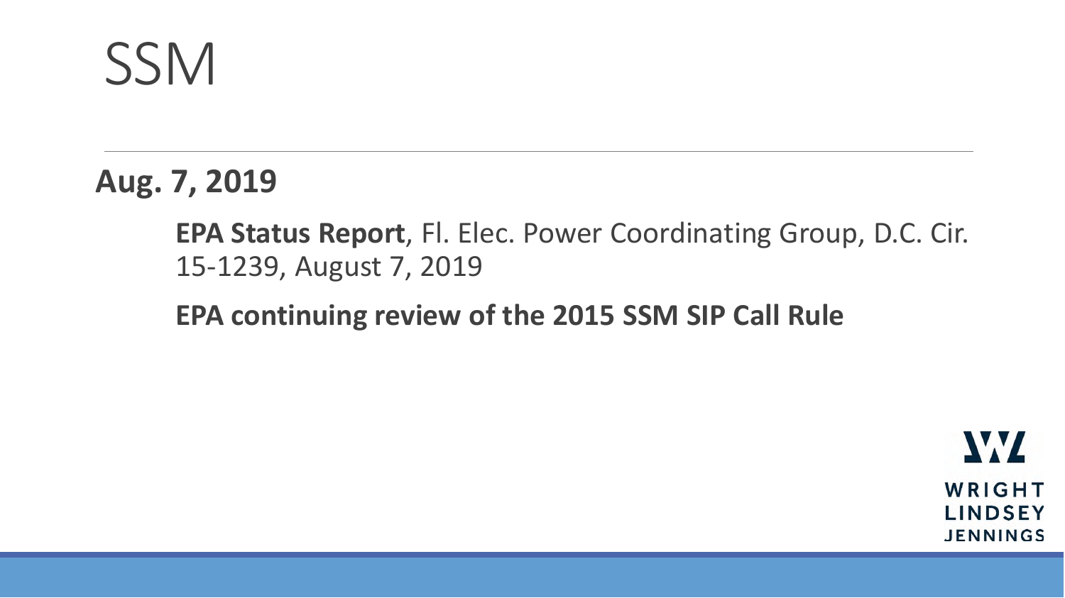# SSM

**Aug. 7, 2019**

**EPA Status Report**, Fl. Elec. Power Coordinating Group, D.C. Cir. 15-1239, August 7, 2019

**EPA continuing review of the 2015 SSM SIP Call Rule**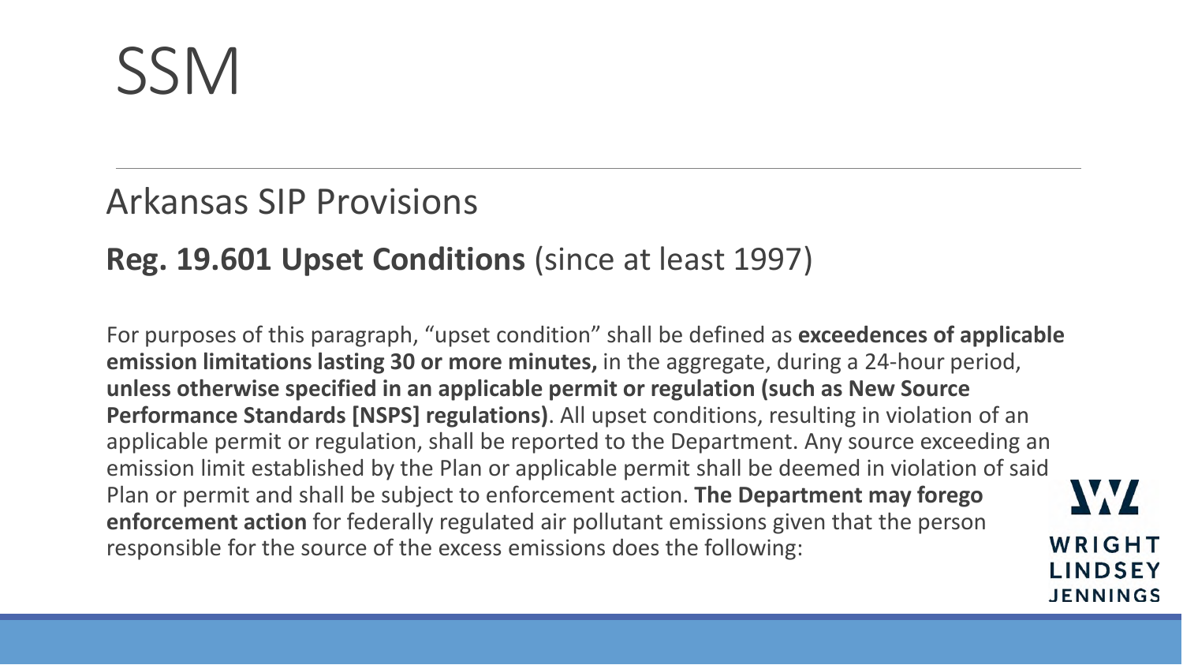# SSM

## Arkansas SIP Provisions

### **Reg. 19.601 Upset Conditions** (since at least 1997)

For purposes of this paragraph, "upset condition" shall be defined as **exceedences of applicable emission limitations lasting 30 or more minutes,** in the aggregate, during a 24-hour period, **unless otherwise specified in an applicable permit or regulation (such as New Source Performance Standards [NSPS] regulations)**. All upset conditions, resulting in violation of an applicable permit or regulation, shall be reported to the Department. Any source exceeding an emission limit established by the Plan or applicable permit shall be deemed in violation of said Plan or permit and shall be subject to enforcement action. **The Department may forego enforcement action** for federally regulated air pollutant emissions given that the person responsible for the source of the excess emissions does the following: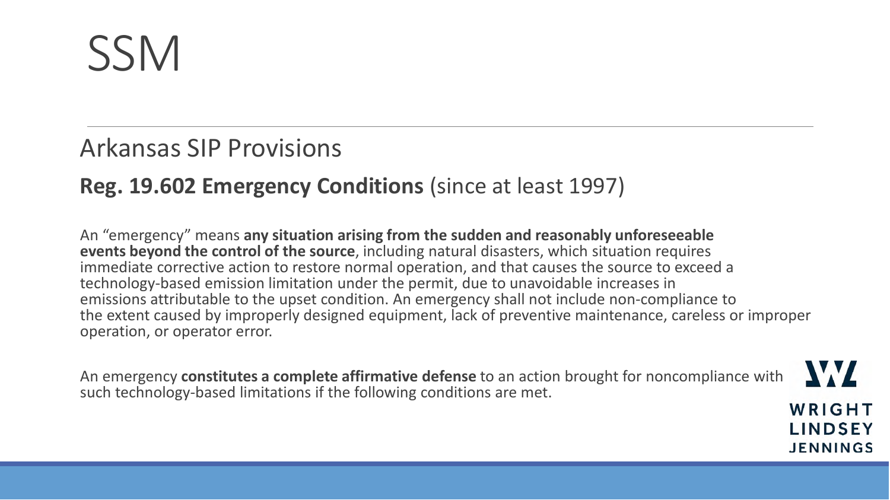# SSM

## Arkansas SIP Provisions

### **Reg. 19.602 Emergency Conditions** (since at least 1997)

An "emergency" means **any situation arising from the sudden and reasonably unforeseeable events beyond the control of the source**, including natural disasters, which situation requires immediate corrective action to restore normal operation, and that causes the source to exceed a technology-based emission limitation under the permit, due to unavoidable increases in emissions attributable to the upset condition. An emergency shall not include non-compliance to the extent caused by improperly designed equipment, lack of preventive maintenance, careless or improper operation, or operator error.

An emergency **constitutes a complete affirmative defense** to an action brought for noncompliance with such technology-based limitations if the following conditions are met.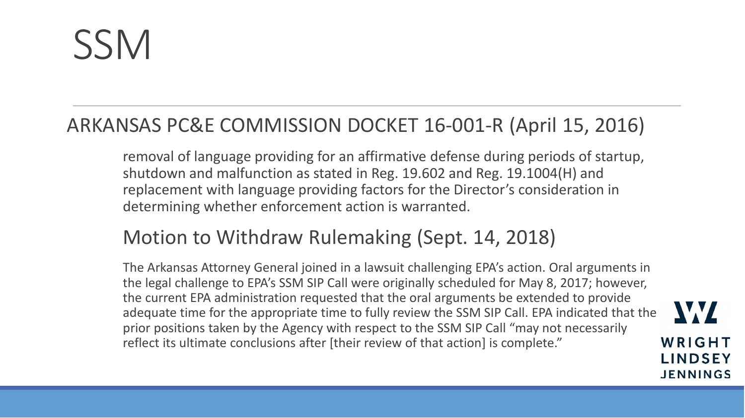# SSM

## ARKANSAS PC&E COMMISSION DOCKET 16-001-R (April 15, 2016)

removal of language providing for an affirmative defense during periods of startup, shutdown and malfunction as stated in Reg. 19.602 and Reg. 19.1004(H) and replacement with language providing factors for the Director's consideration in determining whether enforcement action is warranted.

### Motion to Withdraw Rulemaking (Sept. 14, 2018)

The Arkansas Attorney General joined in a lawsuit challenging EPA's action. Oral arguments in the legal challenge to EPA's SSM SIP Call were originally scheduled for May 8, 2017; however, the current EPA administration requested that the oral arguments be extended to provide adequate time for the appropriate time to fully review the SSM SIP Call. EPA indicated that the prior positions taken by the Agency with respect to the SSM SIP Call "may not necessarily reflect its ultimate conclusions after [their review of that action] is complete."

WRIGHT LINDSEY JENNINGS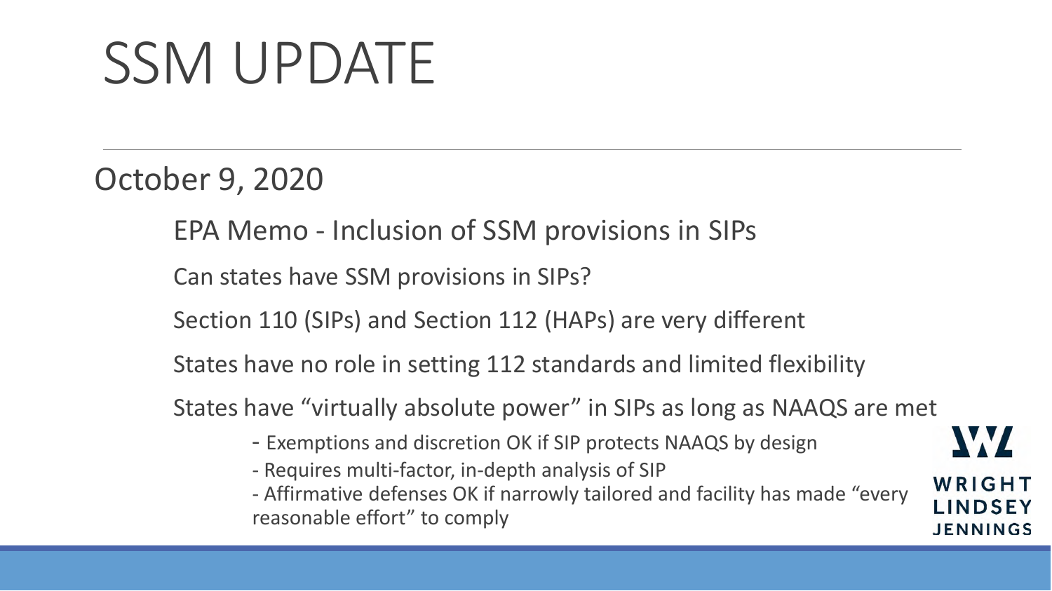# SSM UPDATE

October 9, 2020

EPA Memo - Inclusion of SSM provisions in SIPs

Can states have SSM provisions in SIPs?

Section 110 (SIPs) and Section 112 (HAPs) are very different

States have no role in setting 112 standards and limited flexibility

States have "virtually absolute power" in SIPs as long as NAAQS are met

- Exemptions and discretion OK if SIP protects NAAQS by design
- Requires multi-factor, in-depth analysis of SIP
- Affirmative defenses OK if narrowly tailored and facility has made "every reasonable effort" to comply

WRIGHT LINDSEY JENNINGS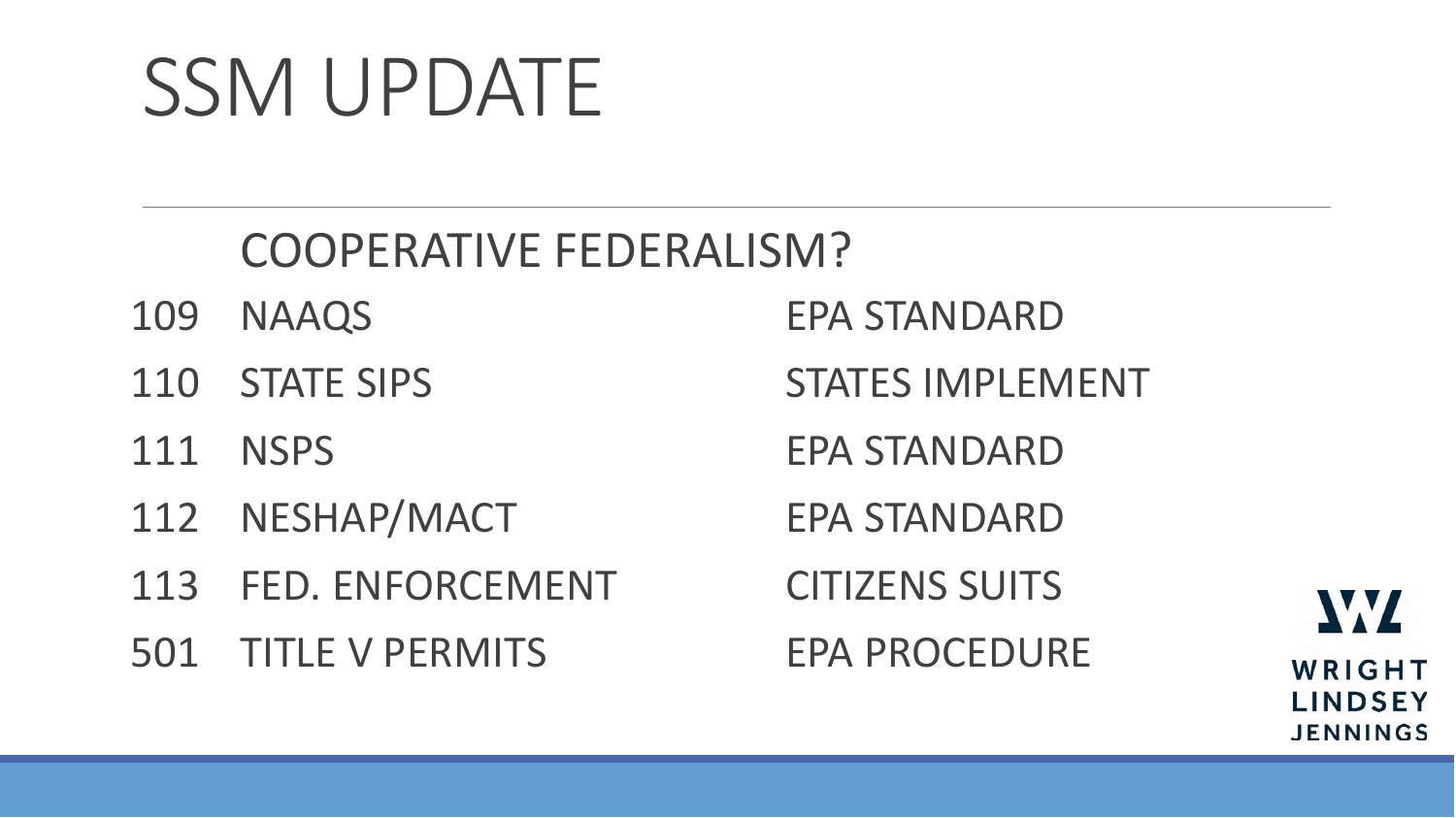# SSM UPDATE

## COOPERATIVE FEDERALISM?

| | | |
|---|---|---|
| 109 | NAAQS | EPA STANDARD |
| 110 | STATE SIPS | STATES IMPLEMENT |
| 111 | NSPS | EPA STANDARD |
| 112 | NESHAP/MACT | EPA STANDARD |
| 113 | FED. ENFORCEMENT | CITIZENS SUITS |
| 501 | TITLE V PERMITS | EPA PROCEDURE |

WRIGHT LINDSEY JENNINGS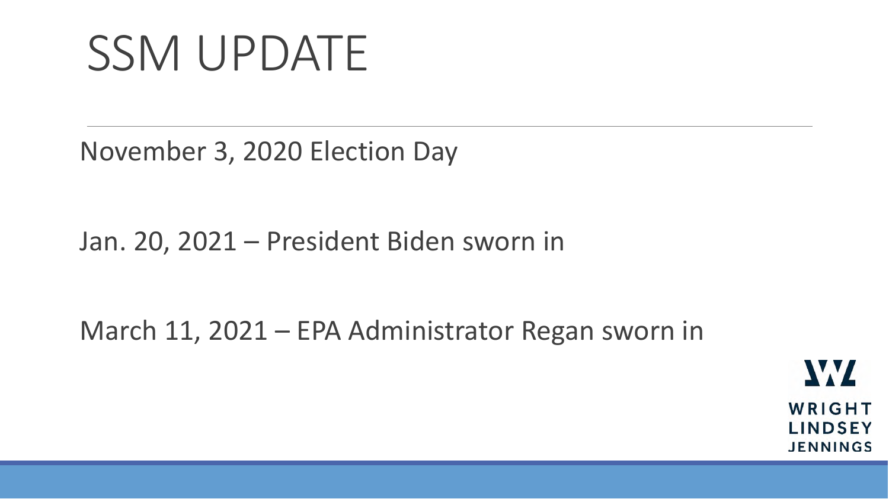# SSM UPDATE

November 3, 2020 Election Day

Jan. 20, 2021 – President Biden sworn in

March 11, 2021 – EPA Administrator Regan sworn in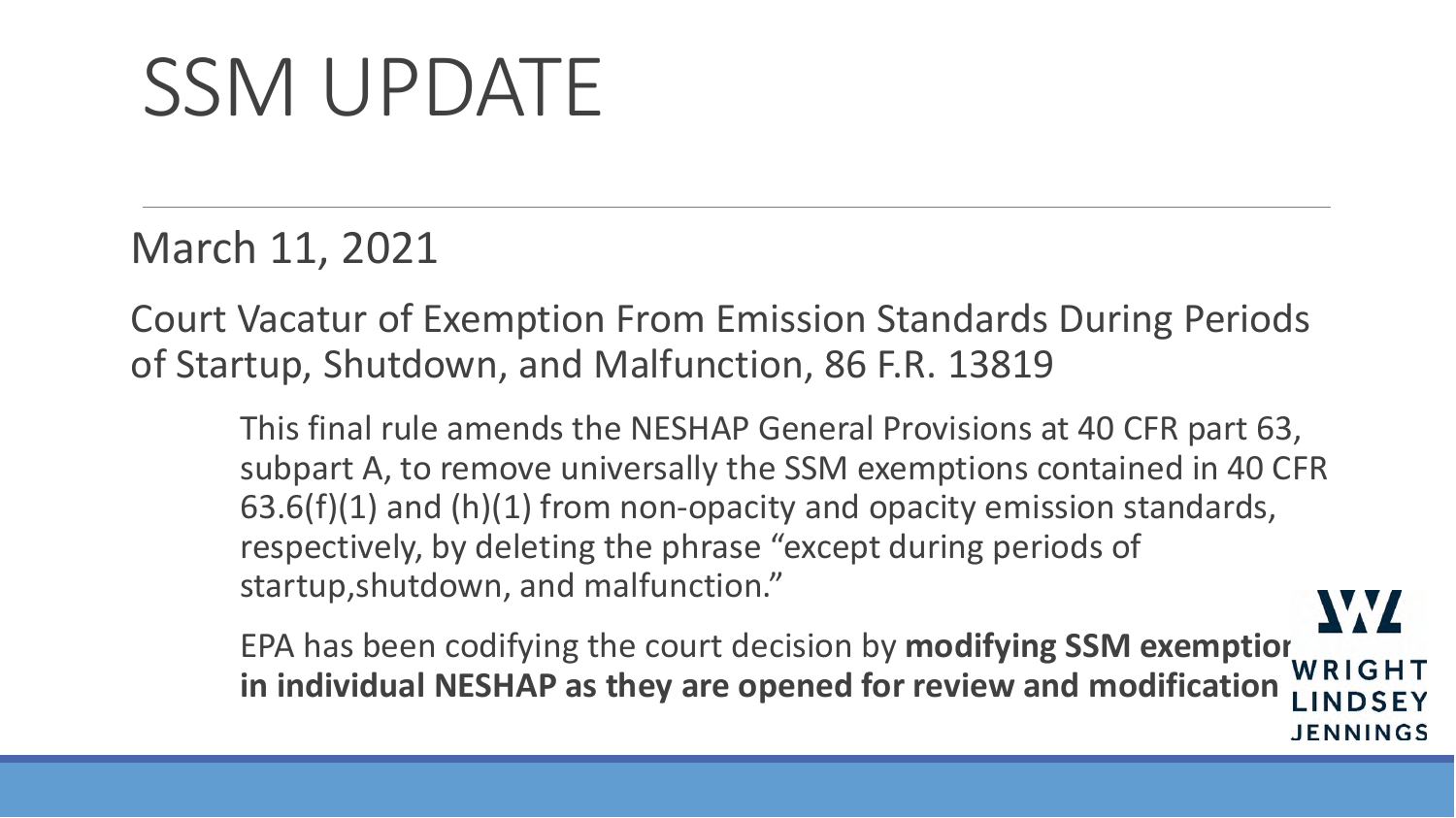# SSM UPDATE

March 11, 2021

Court Vacatur of Exemption From Emission Standards During Periods of Startup, Shutdown, and Malfunction, 86 F.R. 13819

> This final rule amends the NESHAP General Provisions at 40 CFR part 63, subpart A, to remove universally the SSM exemptions contained in 40 CFR 63.6(f)(1) and (h)(1) from non-opacity and opacity emission standards, respectively, by deleting the phrase "except during periods of startup,shutdown, and malfunction."
>
> EPA has been codifying the court decision by **modifying SSM exemption in individual NESHAP as they are opened for review and modification**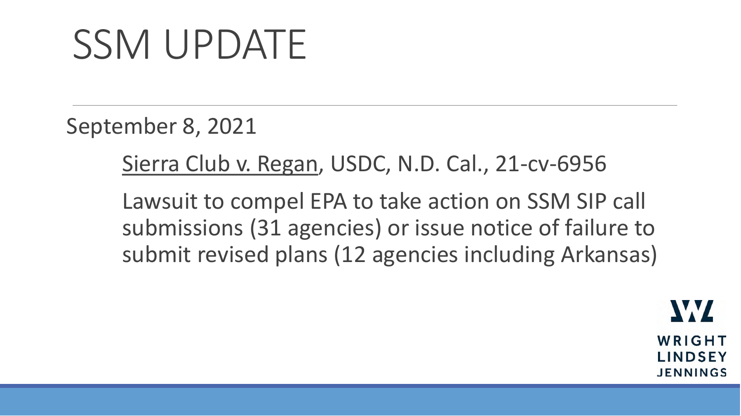# SSM UPDATE

September 8, 2021

<u>Sierra Club v. Regan</u>, USDC, N.D. Cal., 21-cv-6956

Lawsuit to compel EPA to take action on SSM SIP call submissions (31 agencies) or issue notice of failure to submit revised plans (12 agencies including Arkansas)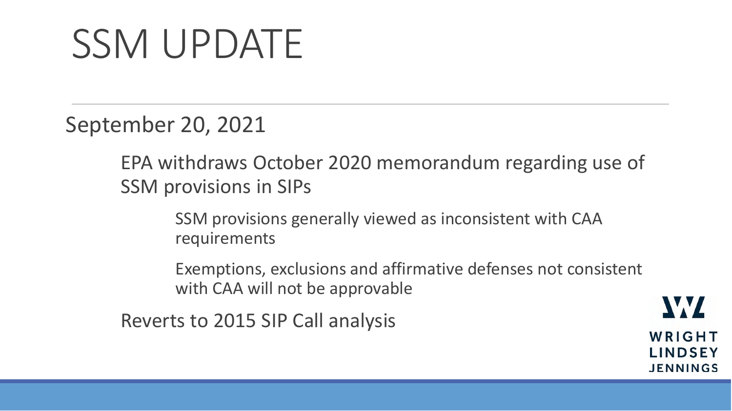# SSM UPDATE

September 20, 2021

- EPA withdraws October 2020 memorandum regarding use of SSM provisions in SIPs
  - SSM provisions generally viewed as inconsistent with CAA requirements
  - Exemptions, exclusions and affirmative defenses not consistent with CAA will not be approvable
- Reverts to 2015 SIP Call analysis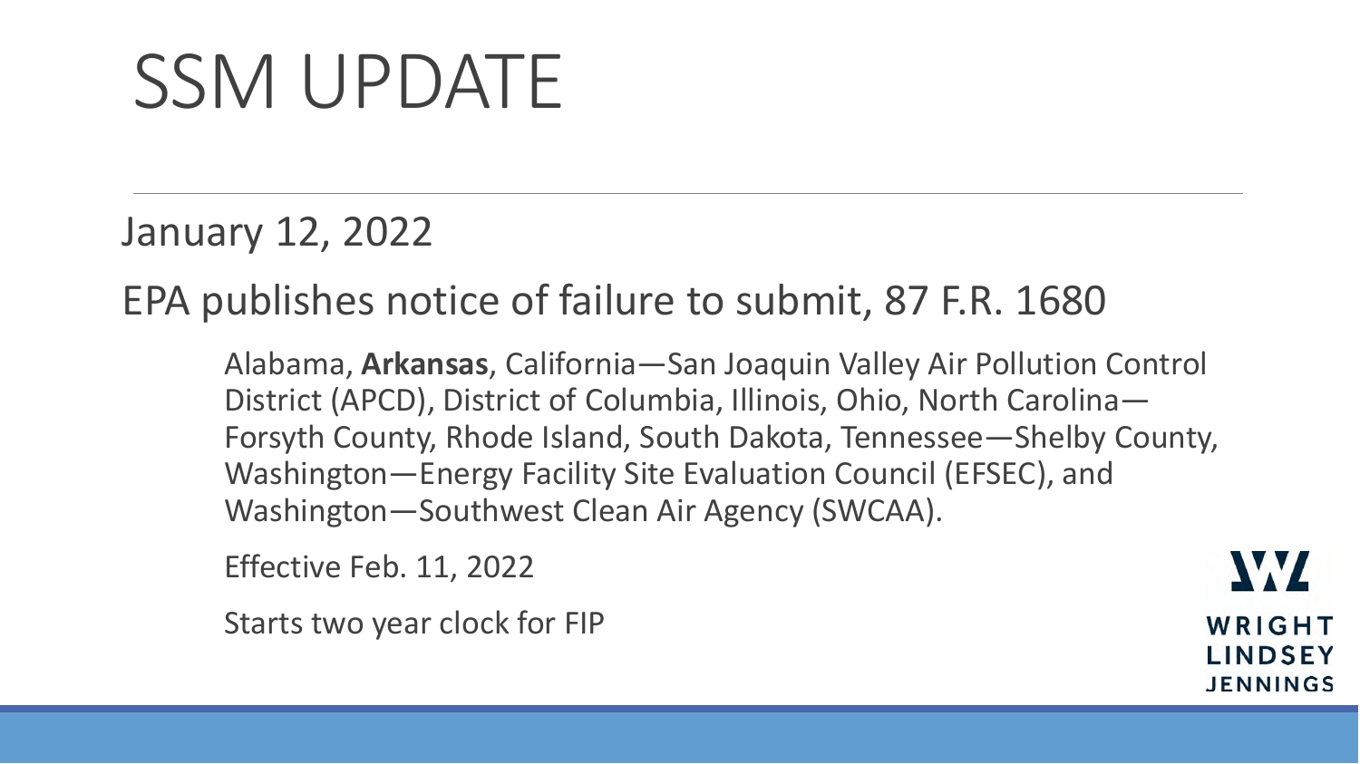# SSM UPDATE

January 12, 2022

EPA publishes notice of failure to submit, 87 F.R. 1680

Alabama, **Arkansas**, California—San Joaquin Valley Air Pollution Control District (APCD), District of Columbia, Illinois, Ohio, North Carolina—Forsyth County, Rhode Island, South Dakota, Tennessee—Shelby County, Washington—Energy Facility Site Evaluation Council (EFSEC), and Washington—Southwest Clean Air Agency (SWCAA).

Effective Feb. 11, 2022

Starts two year clock for FIP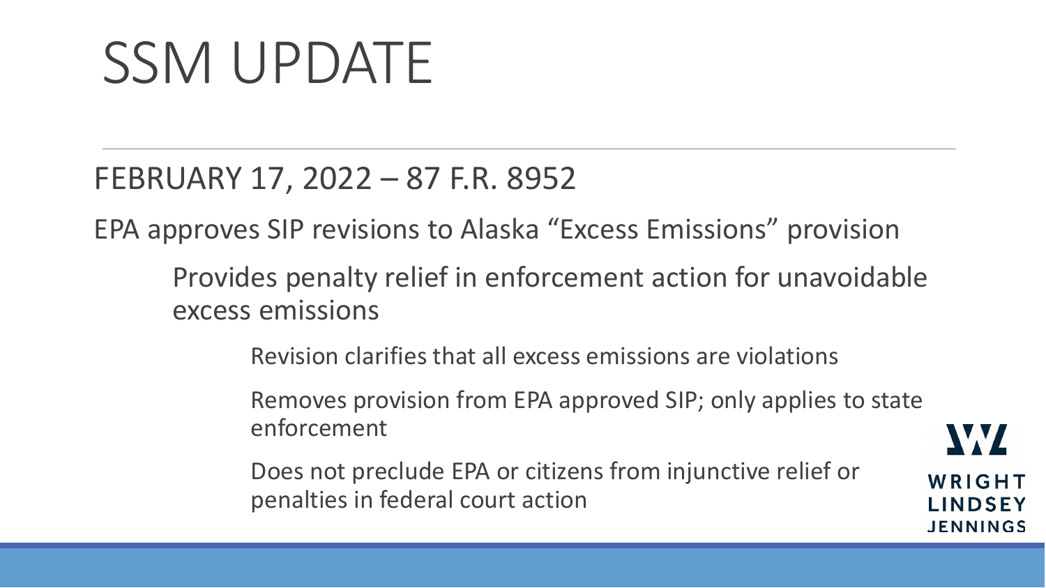# SSM UPDATE

FEBRUARY 17, 2022 – 87 F.R. 8952

EPA approves SIP revisions to Alaska "Excess Emissions" provision

- Provides penalty relief in enforcement action for unavoidable excess emissions
  - Revision clarifies that all excess emissions are violations
  - Removes provision from EPA approved SIP; only applies to state enforcement
  - Does not preclude EPA or citizens from injunctive relief or penalties in federal court action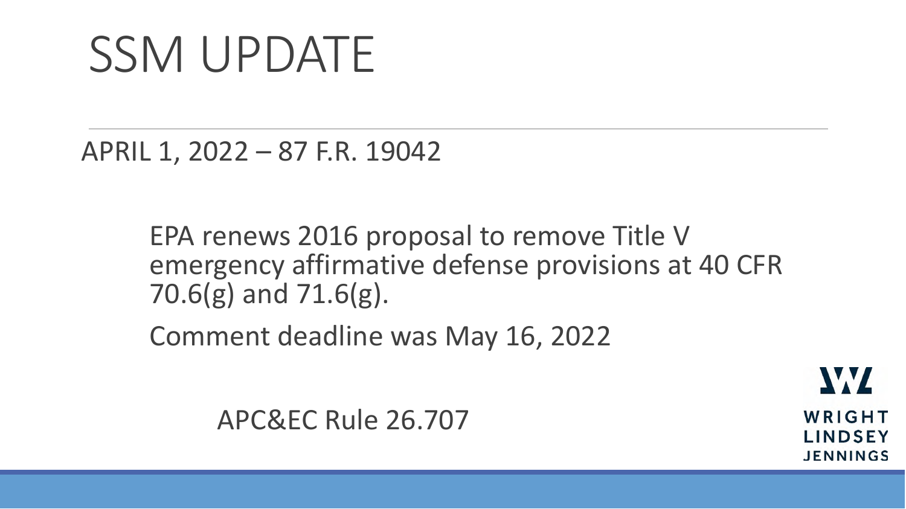# SSM UPDATE

APRIL 1, 2022 – 87 F.R. 19042

EPA renews 2016 proposal to remove Title V emergency affirmative defense provisions at 40 CFR 70.6(g) and 71.6(g).

Comment deadline was May 16, 2022

APC&EC Rule 26.707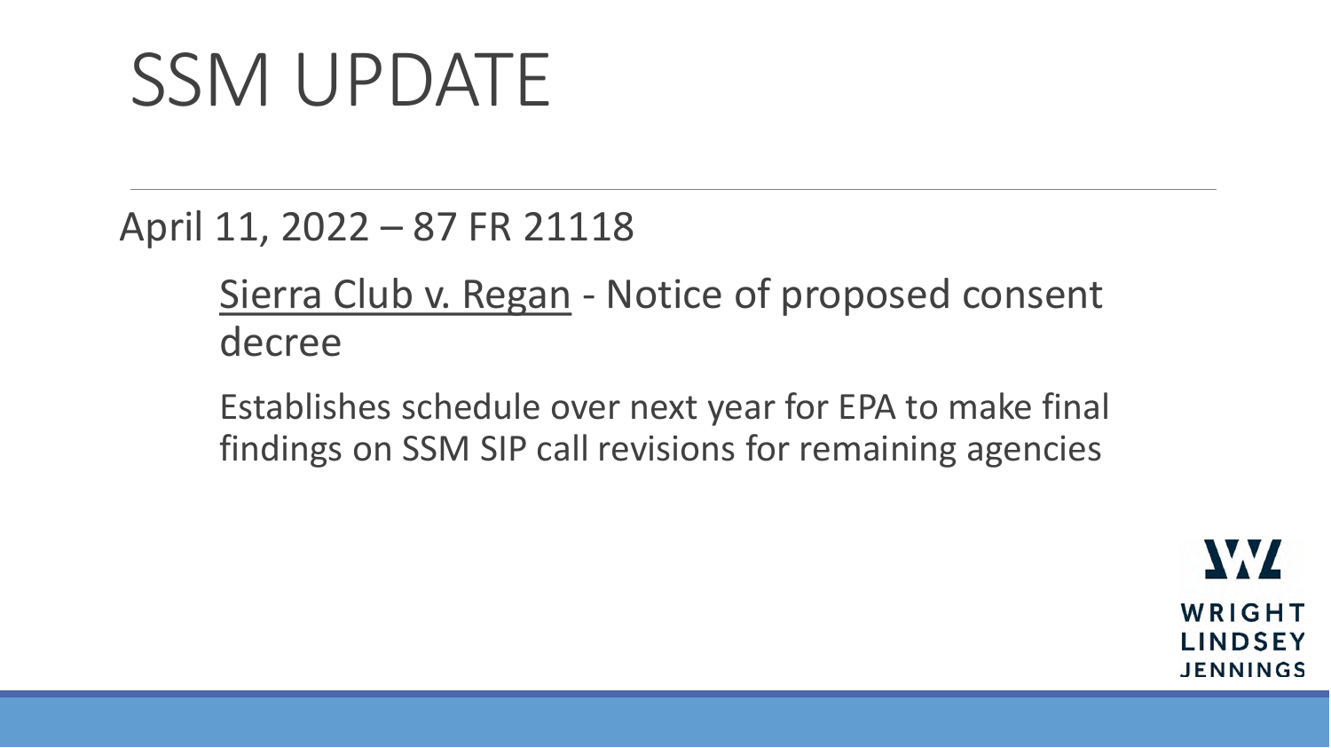# SSM UPDATE

April 11, 2022 – 87 FR 21118

- Sierra Club v. Regan - Notice of proposed consent decree
  - Establishes schedule over next year for EPA to make final findings on SSM SIP call revisions for remaining agencies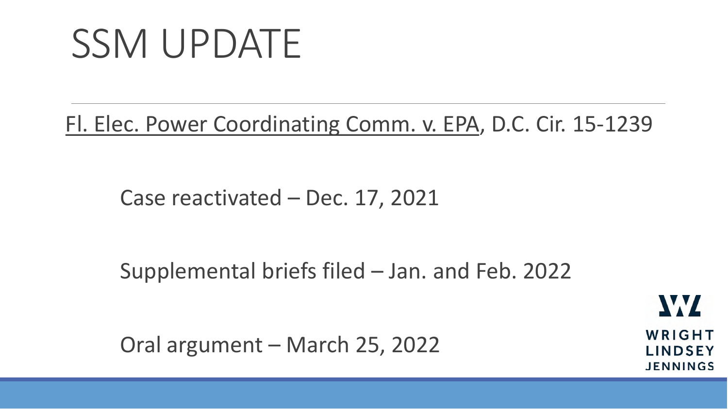# SSM UPDATE

<u>Fl. Elec. Power Coordinating Comm. v. EPA</u>, D.C. Cir. 15-1239

Case reactivated – Dec. 17, 2021

Supplemental briefs filed – Jan. and Feb. 2022

Oral argument – March 25, 2022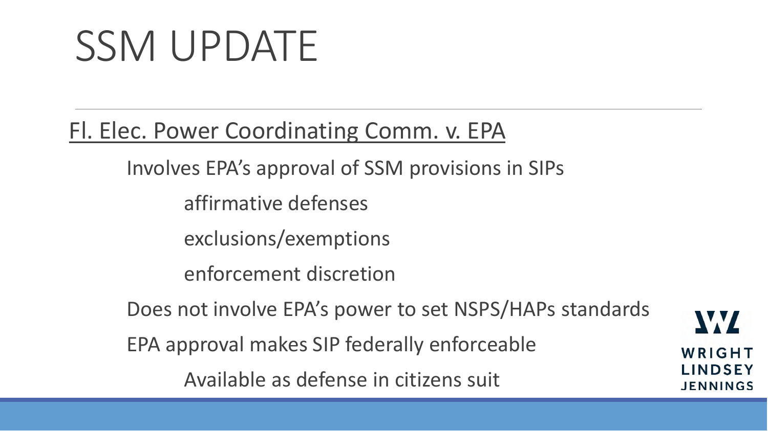# SSM UPDATE

<u>Fl. Elec. Power Coordinating Comm. v. EPA</u>

- Involves EPA's approval of SSM provisions in SIPs
  - affirmative defenses
  - exclusions/exemptions
  - enforcement discretion
- Does not involve EPA's power to set NSPS/HAPs standards
- EPA approval makes SIP federally enforceable
  - Available as defense in citizens suit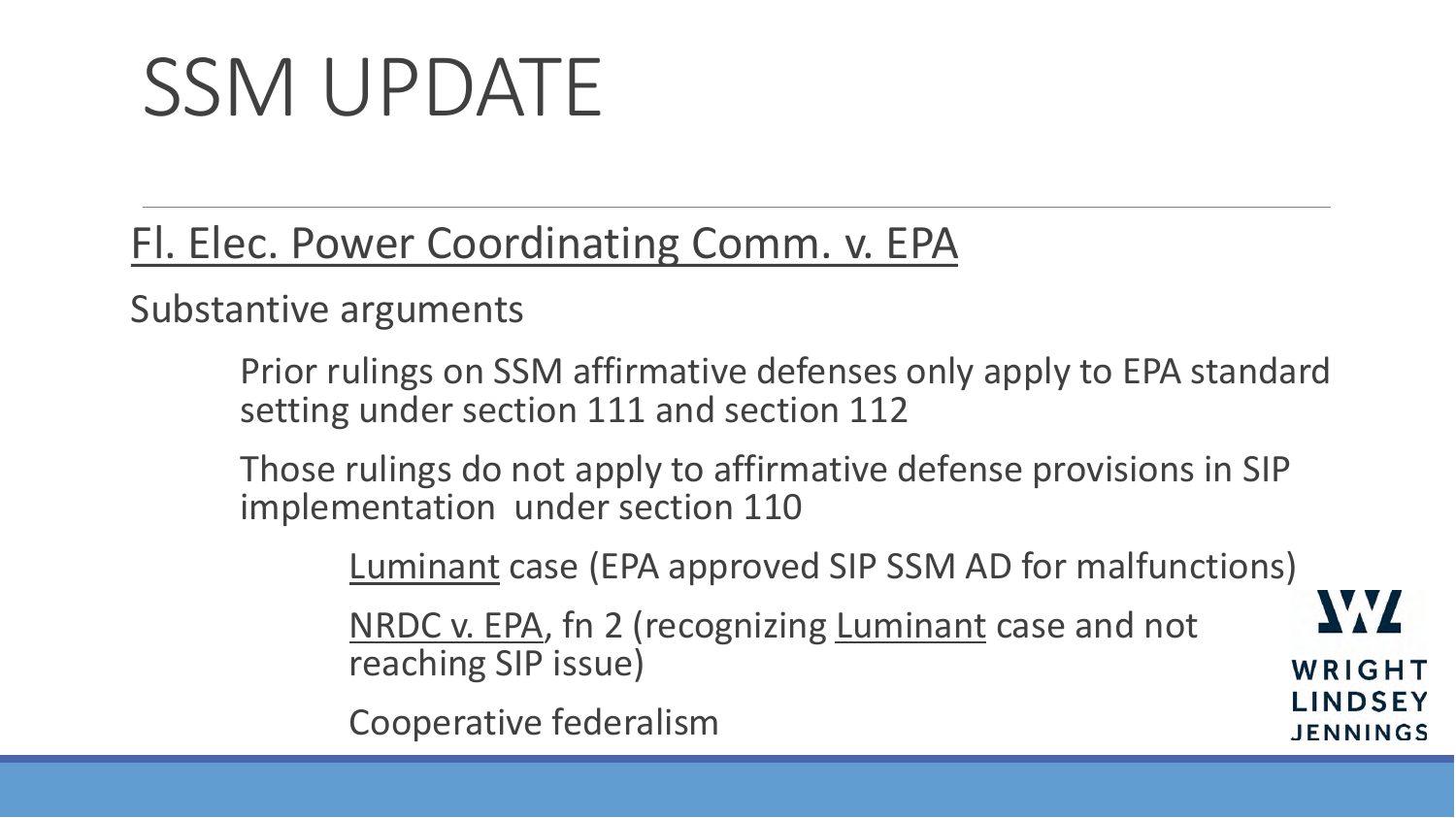# SSM UPDATE

Fl. Elec. Power Coordinating Comm. v. EPA

Substantive arguments

- Prior rulings on SSM affirmative defenses only apply to EPA standard setting under section 111 and section 112
- Those rulings do not apply to affirmative defense provisions in SIP implementation under section 110
  - Luminant case (EPA approved SIP SSM AD for malfunctions)
  - NRDC v. EPA, fn 2 (recognizing Luminant case and not reaching SIP issue)
  - Cooperative federalism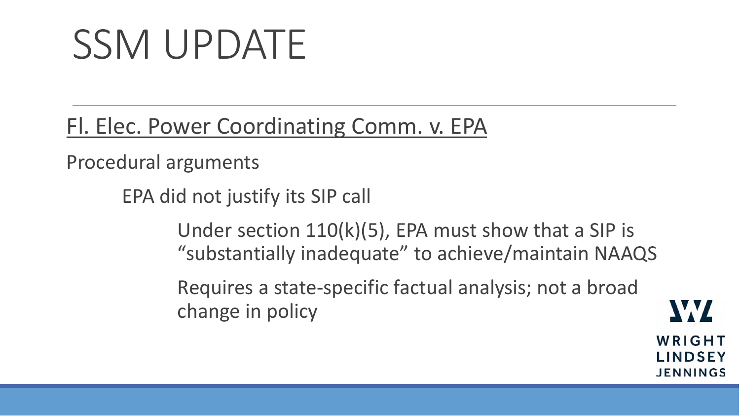# SSM UPDATE

<u>Fl. Elec. Power Coordinating Comm. v. EPA</u>

Procedural arguments

- EPA did not justify its SIP call
  - Under section 110(k)(5), EPA must show that a SIP is “substantially inadequate” to achieve/maintain NAAQS
  - Requires a state-specific factual analysis; not a broad change in policy

WRIGHT LINDSEY JENNINGS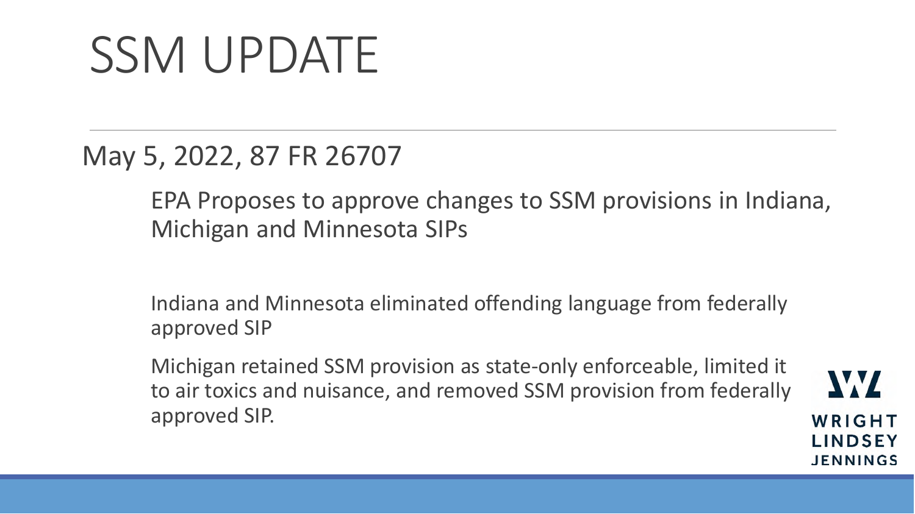# SSM UPDATE

May 5, 2022, 87 FR 26707

EPA Proposes to approve changes to SSM provisions in Indiana, Michigan and Minnesota SIPs

Indiana and Minnesota eliminated offending language from federally approved SIP

Michigan retained SSM provision as state-only enforceable, limited it to air toxics and nuisance, and removed SSM provision from federally approved SIP.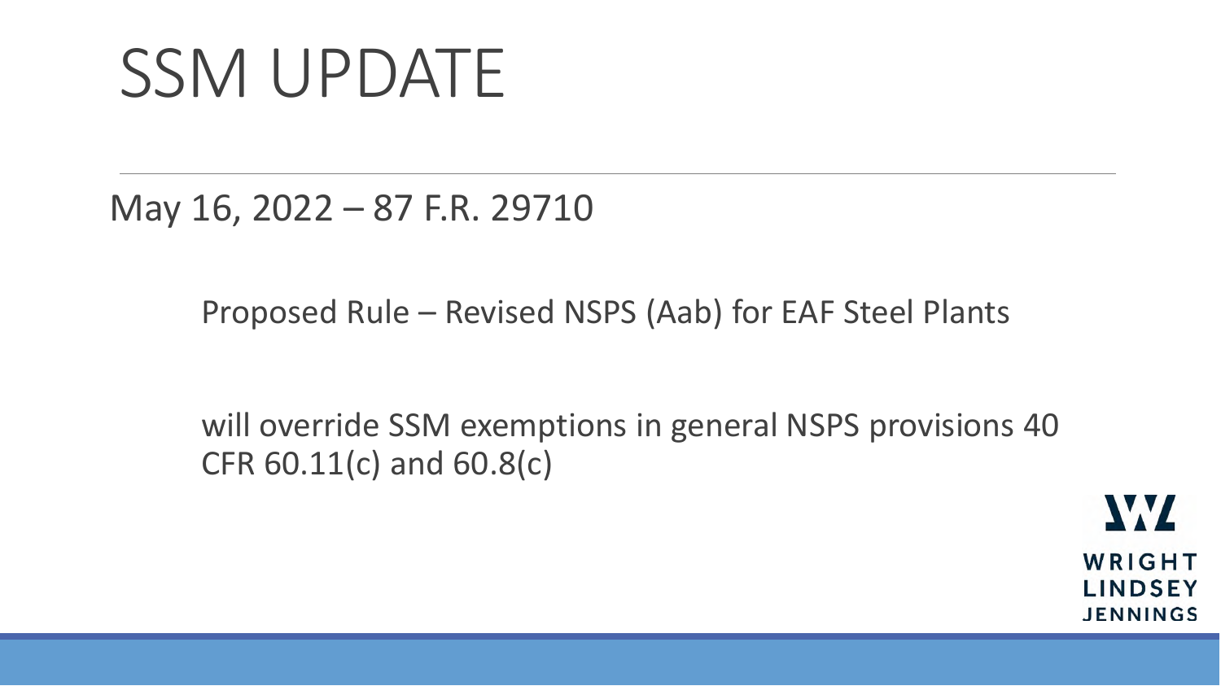# SSM UPDATE

May 16, 2022 – 87 F.R. 29710

Proposed Rule – Revised NSPS (Aab) for EAF Steel Plants

will override SSM exemptions in general NSPS provisions 40 CFR 60.11(c) and 60.8(c)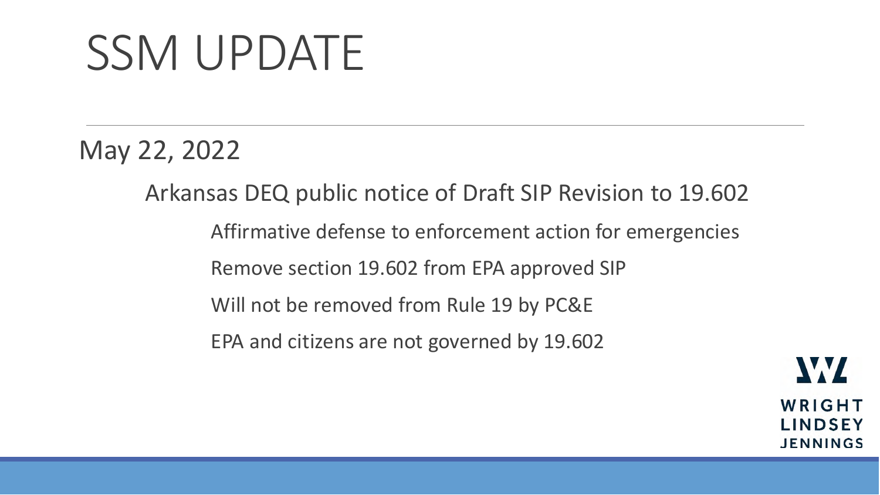# SSM UPDATE

May 22, 2022

- Arkansas DEQ public notice of Draft SIP Revision to 19.602
  - Affirmative defense to enforcement action for emergencies
  - Remove section 19.602 from EPA approved SIP
  - Will not be removed from Rule 19 by PC&E
  - EPA and citizens are not governed by 19.602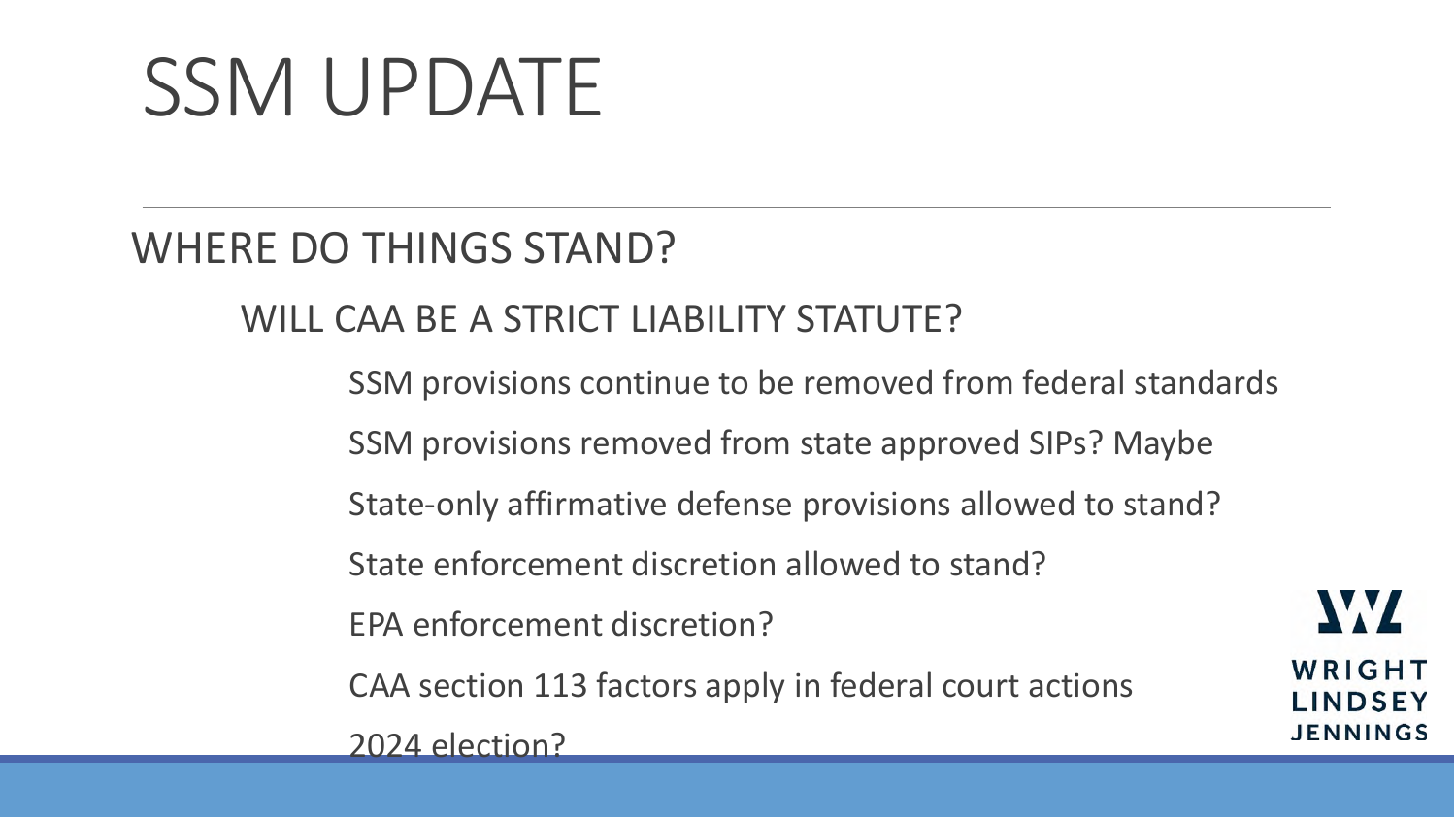# SSM UPDATE

## WHERE DO THINGS STAND?

### WILL CAA BE A STRICT LIABILITY STATUTE?

- SSM provisions continue to be removed from federal standards
- SSM provisions removed from state approved SIPs? Maybe
- State-only affirmative defense provisions allowed to stand?
- State enforcement discretion allowed to stand?
- EPA enforcement discretion?
- CAA section 113 factors apply in federal court actions
- 2024 election?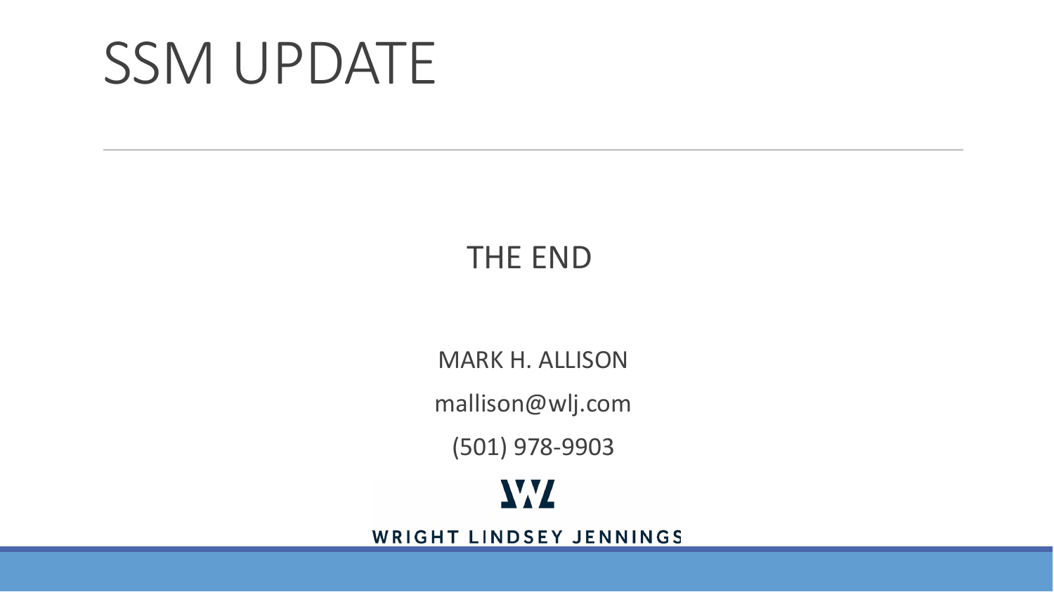# SSM UPDATE

THE END

MARK H. ALLISON

mallison@wlj.com

(501) 978-9903

WRIGHT LINDSEY JENNINGS